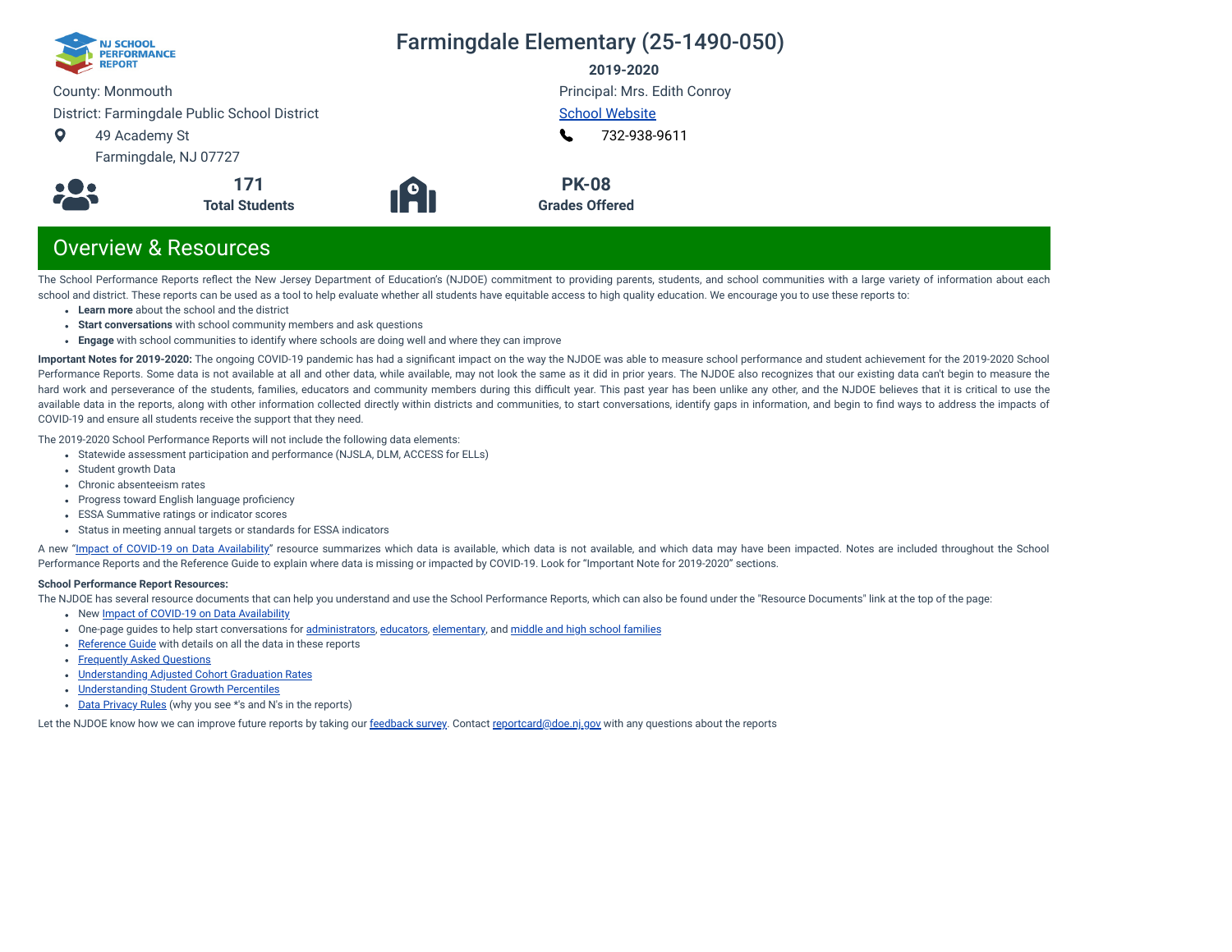NJ SCHOOL PERFORMANCE REPORT

# Farmingdale Elementary (25-1490-050)

**2019-2020**

County: Monmouth

District: Farmingdale Public School District

49 Academy St
Farmingdale, NJ 07727

Principal: Mrs. Edith Conroy

School Website

732-938-9611

**171**
**Total Students**

**PK-08**
**Grades Offered**

## Overview & Resources

The School Performance Reports reflect the New Jersey Department of Education's (NJDOE) commitment to providing parents, students, and school communities with a large variety of information about each school and district. These reports can be used as a tool to help evaluate whether all students have equitable access to high quality education. We encourage you to use these reports to:

- **Learn more** about the school and the district
- **Start conversations** with school community members and ask questions
- **Engage** with school communities to identify where schools are doing well and where they can improve

**Important Notes for 2019-2020:** The ongoing COVID-19 pandemic has had a significant impact on the way the NJDOE was able to measure school performance and student achievement for the 2019-2020 School Performance Reports. Some data is not available at all and other data, while available, may not look the same as it did in prior years. The NJDOE also recognizes that our existing data can't begin to measure the hard work and perseverance of the students, families, educators and community members during this difficult year. This past year has been unlike any other, and the NJDOE believes that it is critical to use the available data in the reports, along with other information collected directly within districts and communities, to start conversations, identify gaps in information, and begin to find ways to address the impacts of COVID-19 and ensure all students receive the support that they need.

The 2019-2020 School Performance Reports will not include the following data elements:

- Statewide assessment participation and performance (NJSLA, DLM, ACCESS for ELLs)
- Student growth Data
- Chronic absenteeism rates
- Progress toward English language proficiency
- ESSA Summative ratings or indicator scores
- Status in meeting annual targets or standards for ESSA indicators

A new "Impact of COVID-19 on Data Availability" resource summarizes which data is available, which data is not available, and which data may have been impacted. Notes are included throughout the School Performance Reports and the Reference Guide to explain where data is missing or impacted by COVID-19. Look for "Important Note for 2019-2020" sections.

**School Performance Report Resources:**

The NJDOE has several resource documents that can help you understand and use the School Performance Reports, which can also be found under the "Resource Documents" link at the top of the page:

- New Impact of COVID-19 on Data Availability
- One-page guides to help start conversations for administrators, educators, elementary, and middle and high school families
- Reference Guide with details on all the data in these reports
- Frequently Asked Questions
- Understanding Adjusted Cohort Graduation Rates
- Understanding Student Growth Percentiles
- Data Privacy Rules (why you see *'s and N's in the reports)

Let the NJDOE know how we can improve future reports by taking our feedback survey. Contact reportcard@doe.nj.gov with any questions about the reports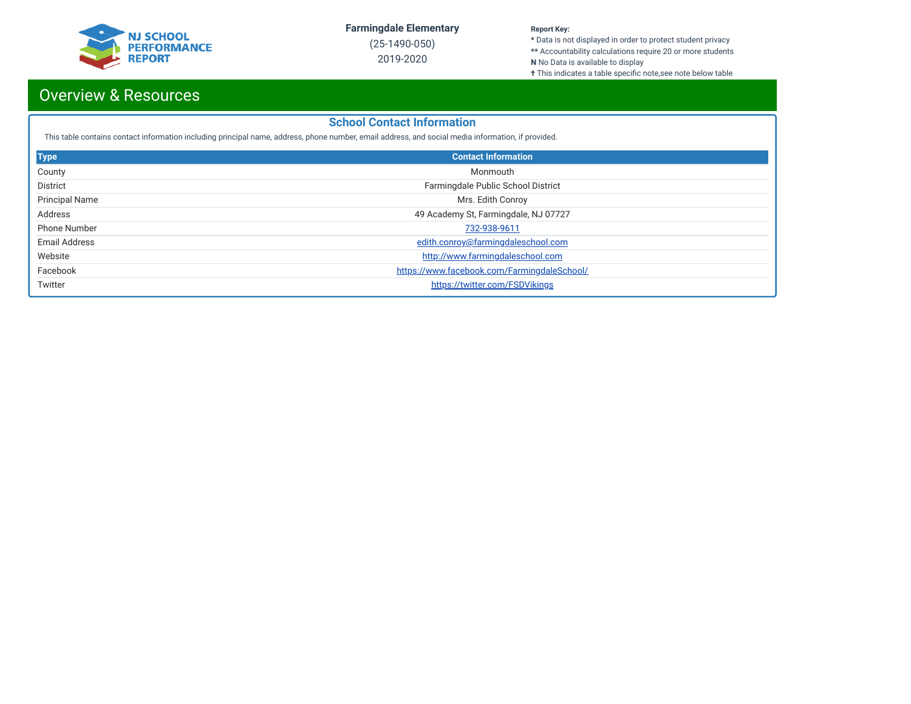Farmingdale Elementary
(25-1490-050)
2019-2020

**Report Key:**
* Data is not displayed in order to protect student privacy
** Accountability calculations require 20 or more students
**N** No Data is available to display
† This indicates a table specific note,see note below table

# Overview & Resources

## School Contact Information

This table contains contact information including principal name, address, phone number, email address, and social media information, if provided.

| Type | Contact Information |
|---|---|
| County | Monmouth |
| District | Farmingdale Public School District |
| Principal Name | Mrs. Edith Conroy |
| Address | 49 Academy St, Farmingdale, NJ 07727 |
| Phone Number | 732-938-9611 |
| Email Address | edith.conroy@farmingdaleschool.com |
| Website | http://www.farmingdaleschool.com |
| Facebook | https://www.facebook.com/FarmingdaleSchool/ |
| Twitter | https://twitter.com/FSDVikings |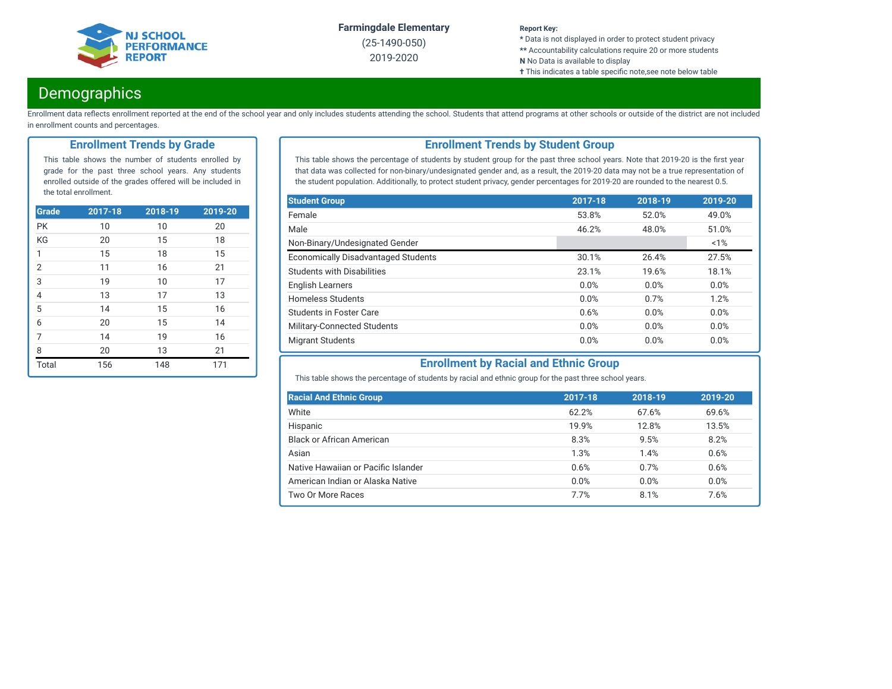Farmingdale Elementary

(25-1490-050)

2019-2020

**Report Key:**
* Data is not displayed in order to protect student privacy
** Accountability calculations require 20 or more students
**N** No Data is available to display
✝ This indicates a table specific note,see note below table

# Demographics

Enrollment data reflects enrollment reported at the end of the school year and only includes students attending the school. Students that attend programs at other schools or outside of the district are not included in enrollment counts and percentages.

## Enrollment Trends by Grade

This table shows the number of students enrolled by grade for the past three school years. Any students enrolled outside of the grades offered will be included in the total enrollment.

| Grade | 2017-18 | 2018-19 | 2019-20 |
|---|---|---|---|
| PK | 10 | 10 | 20 |
| KG | 20 | 15 | 18 |
| 1 | 15 | 18 | 15 |
| 2 | 11 | 16 | 21 |
| 3 | 19 | 10 | 17 |
| 4 | 13 | 17 | 13 |
| 5 | 14 | 15 | 16 |
| 6 | 20 | 15 | 14 |
| 7 | 14 | 19 | 16 |
| 8 | 20 | 13 | 21 |
| Total | 156 | 148 | 171 |

## Enrollment Trends by Student Group

This table shows the percentage of students by student group for the past three school years. Note that 2019-20 is the first year that data was collected for non-binary/undesignated gender and, as a result, the 2019-20 data may not be a true representation of the student population. Additionally, to protect student privacy, gender percentages for 2019-20 are rounded to the nearest 0.5.

| Student Group | 2017-18 | 2018-19 | 2019-20 |
|---|---|---|---|
| Female | 53.8% | 52.0% | 49.0% |
| Male | 46.2% | 48.0% | 51.0% |
| Non-Binary/Undesignated Gender | | | <1% |
| Economically Disadvantaged Students | 30.1% | 26.4% | 27.5% |
| Students with Disabilities | 23.1% | 19.6% | 18.1% |
| English Learners | 0.0% | 0.0% | 0.0% |
| Homeless Students | 0.0% | 0.7% | 1.2% |
| Students in Foster Care | 0.6% | 0.0% | 0.0% |
| Military-Connected Students | 0.0% | 0.0% | 0.0% |
| Migrant Students | 0.0% | 0.0% | 0.0% |

## Enrollment by Racial and Ethnic Group

This table shows the percentage of students by racial and ethnic group for the past three school years.

| Racial And Ethnic Group | 2017-18 | 2018-19 | 2019-20 |
|---|---|---|---|
| White | 62.2% | 67.6% | 69.6% |
| Hispanic | 19.9% | 12.8% | 13.5% |
| Black or African American | 8.3% | 9.5% | 8.2% |
| Asian | 1.3% | 1.4% | 0.6% |
| Native Hawaiian or Pacific Islander | 0.6% | 0.7% | 0.6% |
| American Indian or Alaska Native | 0.0% | 0.0% | 0.0% |
| Two Or More Races | 7.7% | 8.1% | 7.6% |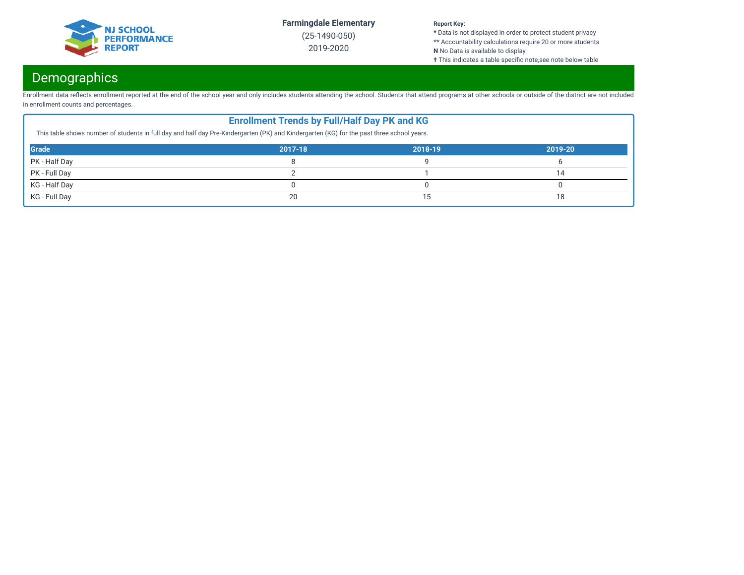# Demographics

Enrollment data reflects enrollment reported at the end of the school year and only includes students attending the school. Students that attend programs at other schools or outside of the district are not included in enrollment counts and percentages.

## Enrollment Trends by Full/Half Day PK and KG

This table shows number of students in full day and half day Pre-Kindergarten (PK) and Kindergarten (KG) for the past three school years.

| Grade | 2017-18 | 2018-19 | 2019-20 |
| --- | --- | --- | --- |
| PK - Half Day | 8 | 9 | 6 |
| PK - Full Day | 2 | 1 | 14 |
| KG - Half Day | 0 | 0 | 0 |
| KG - Full Day | 20 | 15 | 18 |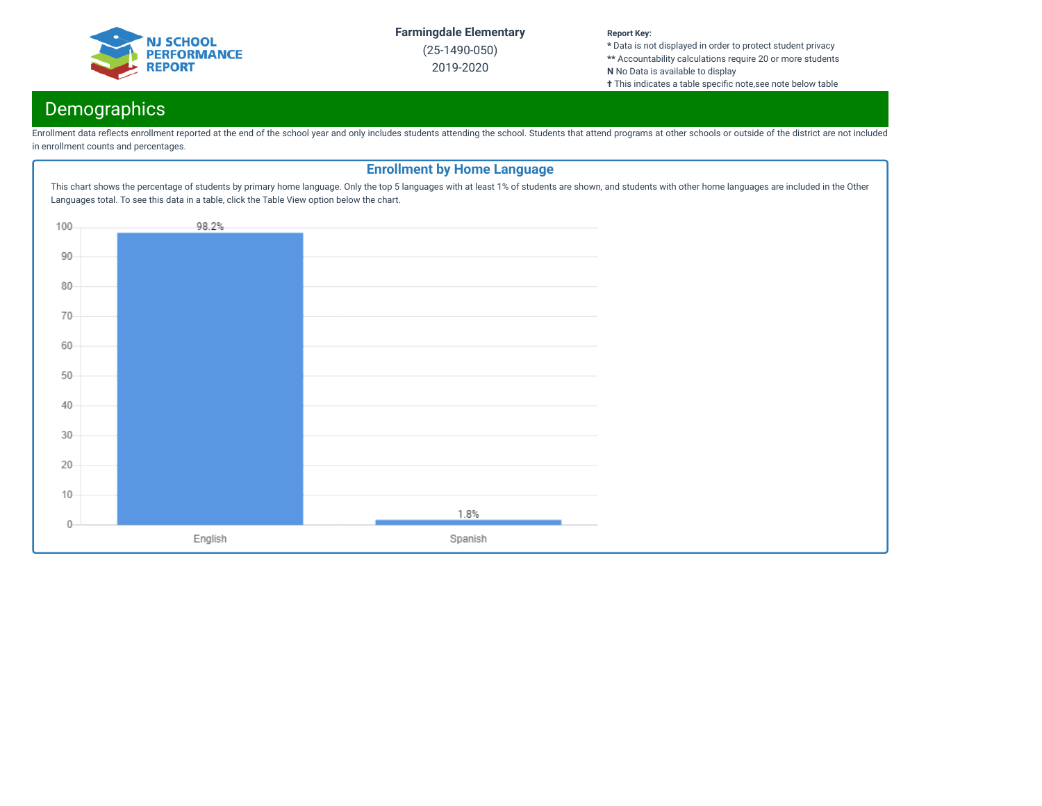# Demographics

Enrollment data reflects enrollment reported at the end of the school year and only includes students attending the school. Students that attend programs at other schools or outside of the district are not included in enrollment counts and percentages.

## Enrollment by Home Language

This chart shows the percentage of students by primary home language. Only the top 5 languages with at least 1% of students are shown, and students with other home languages are included in the Other Languages total. To see this data in a table, click the Table View option below the chart.

| Language | Percentage |
|---|---|
| English | 98.2% |
| Spanish | 1.8% |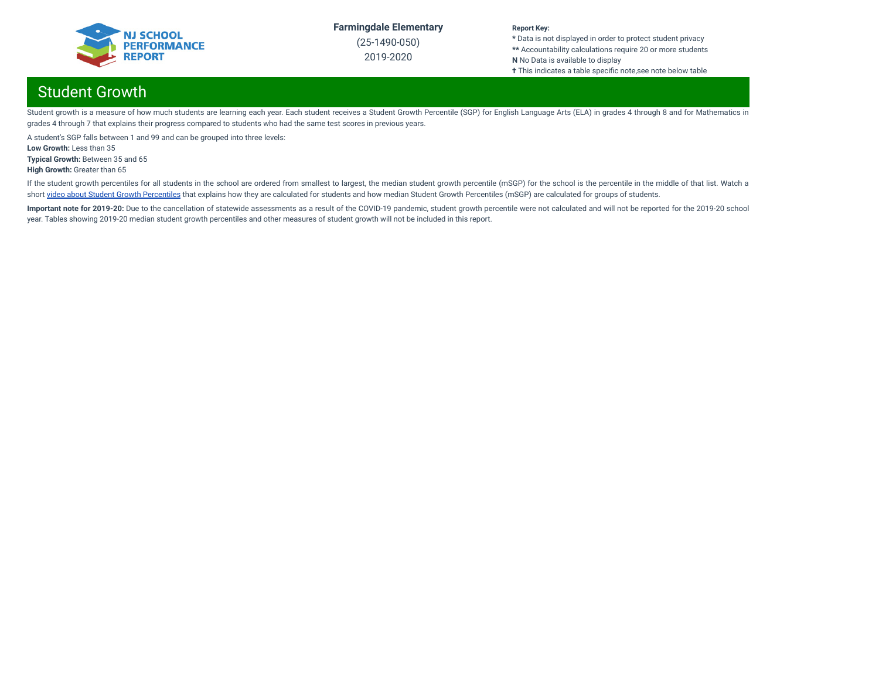## Student Growth

Student growth is a measure of how much students are learning each year. Each student receives a Student Growth Percentile (SGP) for English Language Arts (ELA) in grades 4 through 8 and for Mathematics in grades 4 through 7 that explains their progress compared to students who had the same test scores in previous years.

A student's SGP falls between 1 and 99 and can be grouped into three levels:

**Low Growth:** Less than 35
**Typical Growth:** Between 35 and 65
**High Growth:** Greater than 65

If the student growth percentiles for all students in the school are ordered from smallest to largest, the median student growth percentile (mSGP) for the school is the percentile in the middle of that list. Watch a short video about Student Growth Percentiles that explains how they are calculated for students and how median Student Growth Percentiles (mSGP) are calculated for groups of students.

**Important note for 2019-20:** Due to the cancellation of statewide assessments as a result of the COVID-19 pandemic, student growth percentile were not calculated and will not be reported for the 2019-20 school year. Tables showing 2019-20 median student growth percentiles and other measures of student growth will not be included in this report.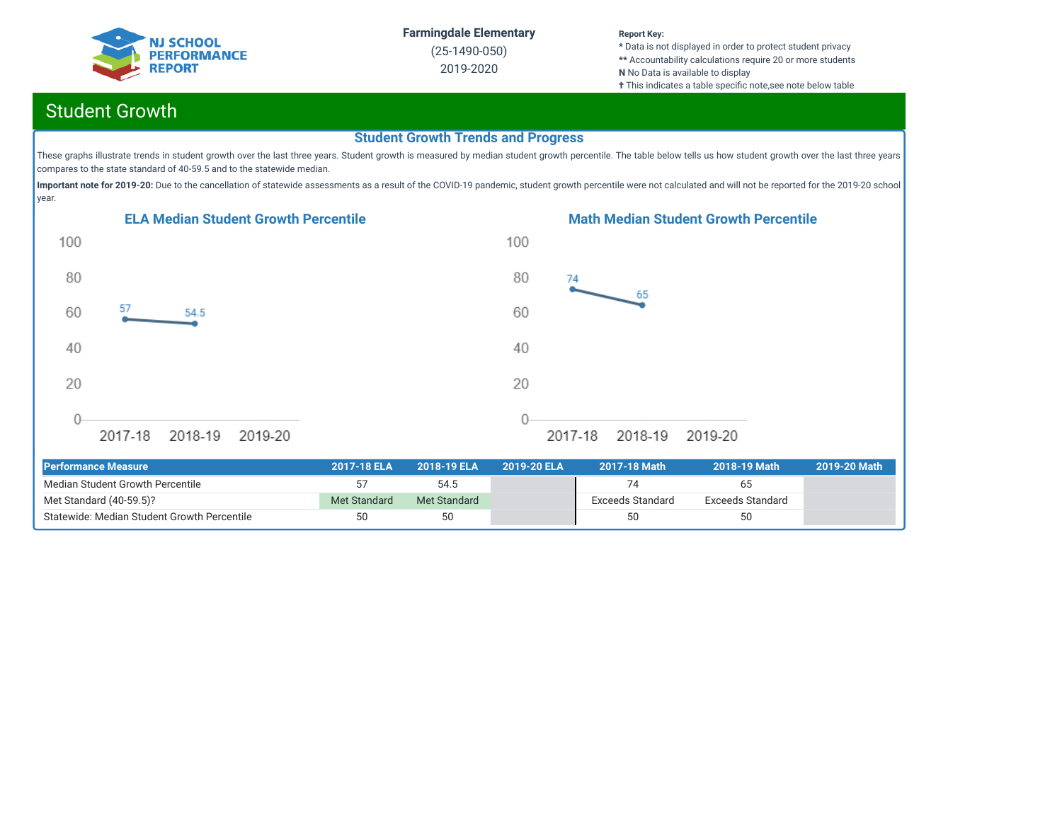Farmingdale Elementary
(25-1490-050)
2019-2020

**Report Key:**
- \* Data is not displayed in order to protect student privacy
- \*\* Accountability calculations require 20 or more students
- **N** No Data is available to display
- ✝ This indicates a table specific note,see note below table

## Student Growth

### Student Growth Trends and Progress

These graphs illustrate trends in student growth over the last three years. Student growth is measured by median student growth percentile. The table below tells us how student growth over the last three years compares to the state standard of 40-59.5 and to the statewide median.

**Important note for 2019-20:** Due to the cancellation of statewide assessments as a result of the COVID-19 pandemic, student growth percentile were not calculated and will not be reported for the 2019-20 school year.

#### ELA Median Student Growth Percentile

| Year | Value |
|---|---|
| 2017-18 | 57 |
| 2018-19 | 54.5 |
| 2019-20 | |

#### Math Median Student Growth Percentile

| Year | Value |
|---|---|
| 2017-18 | 74 |
| 2018-19 | 65 |
| 2019-20 | |

| Performance Measure | 2017-18 ELA | 2018-19 ELA | 2019-20 ELA | 2017-18 Math | 2018-19 Math | 2019-20 Math |
|---|---|---|---|---|---|---|
| Median Student Growth Percentile | 57 | 54.5 | | 74 | 65 | |
| Met Standard (40-59.5)? | Met Standard | Met Standard | | Exceeds Standard | Exceeds Standard | |
| Statewide: Median Student Growth Percentile | 50 | 50 | | 50 | 50 | |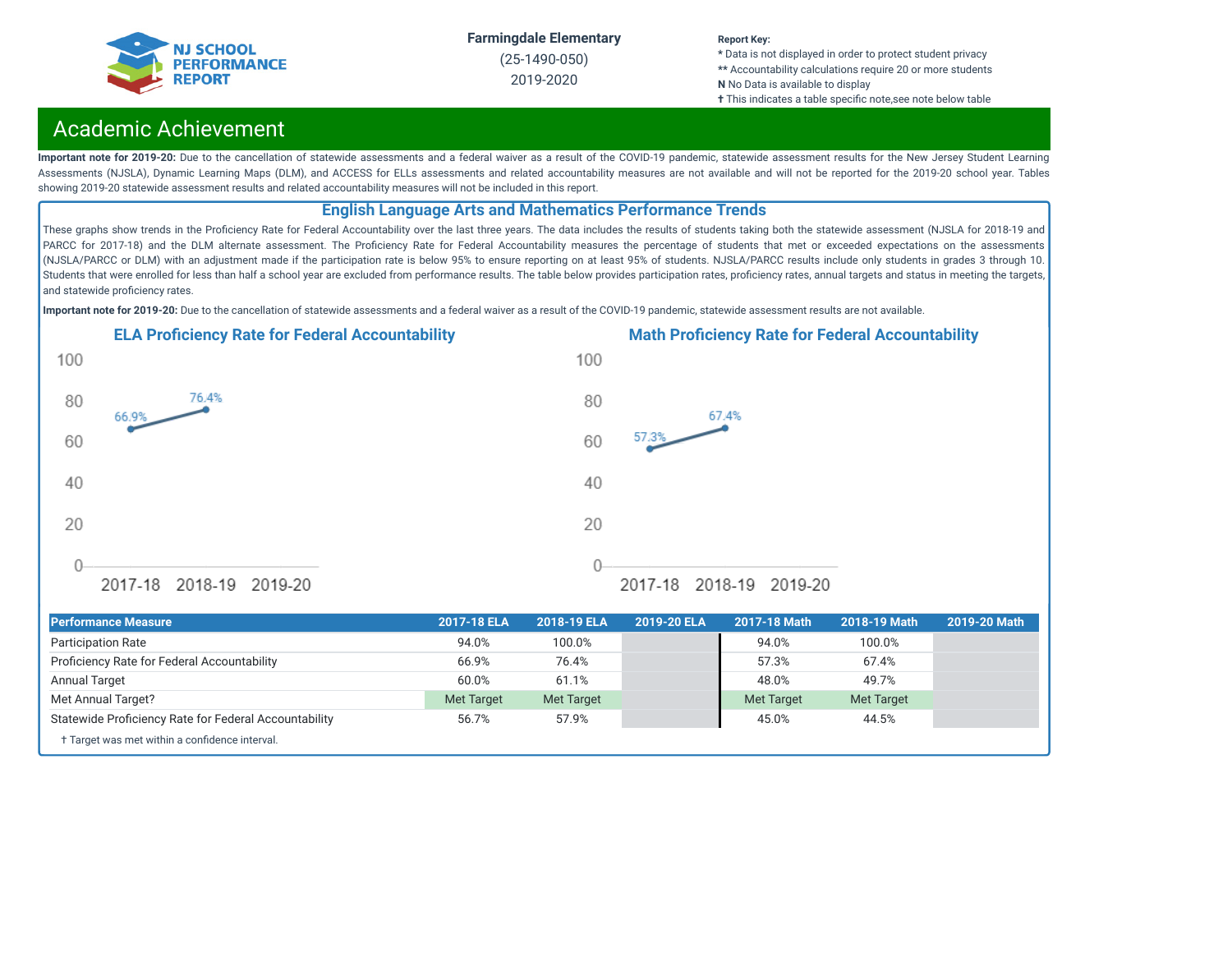Farmingdale Elementary
(25-1490-050)
2019-2020

**Report Key:**
* Data is not displayed in order to protect student privacy
** Accountability calculations require 20 or more students
**N** No Data is available to display
✝ This indicates a table specific note,see note below table

# Academic Achievement

**Important note for 2019-20:** Due to the cancellation of statewide assessments and a federal waiver as a result of the COVID-19 pandemic, statewide assessment results for the New Jersey Student Learning Assessments (NJSLA), Dynamic Learning Maps (DLM), and ACCESS for ELLs assessments and related accountability measures are not available and will not be reported for the 2019-20 school year. Tables showing 2019-20 statewide assessment results and related accountability measures will not be included in this report.

## English Language Arts and Mathematics Performance Trends

These graphs show trends in the Proficiency Rate for Federal Accountability over the last three years. The data includes the results of students taking both the statewide assessment (NJSLA for 2018-19 and PARCC for 2017-18) and the DLM alternate assessment. The Proficiency Rate for Federal Accountability measures the percentage of students that met or exceeded expectations on the assessments (NJSLA/PARCC or DLM) with an adjustment made if the participation rate is below 95% to ensure reporting on at least 95% of students. NJSLA/PARCC results include only students in grades 3 through 10. Students that were enrolled for less than half a school year are excluded from performance results. The table below provides participation rates, proficiency rates, annual targets and status in meeting the targets, and statewide proficiency rates.

**Important note for 2019-20:** Due to the cancellation of statewide assessments and a federal waiver as a result of the COVID-19 pandemic, statewide assessment results are not available.

### ELA Proficiency Rate for Federal Accountability

| Year | Proficiency Rate |
|---|---|
| 2017-18 | 66.9% |
| 2018-19 | 76.4% |
| 2019-20 | |

### Math Proficiency Rate for Federal Accountability

| Year | Proficiency Rate |
|---|---|
| 2017-18 | 57.3% |
| 2018-19 | 67.4% |
| 2019-20 | |

| Performance Measure | 2017-18 ELA | 2018-19 ELA | 2019-20 ELA | 2017-18 Math | 2018-19 Math | 2019-20 Math |
|---|---|---|---|---|---|---|
| Participation Rate | 94.0% | 100.0% | | 94.0% | 100.0% | |
| Proficiency Rate for Federal Accountability | 66.9% | 76.4% | | 57.3% | 67.4% | |
| Annual Target | 60.0% | 61.1% | | 48.0% | 49.7% | |
| Met Annual Target? | Met Target | Met Target | | Met Target | Met Target | |
| Statewide Proficiency Rate for Federal Accountability | 56.7% | 57.9% | | 45.0% | 44.5% | |

✝ Target was met within a confidence interval.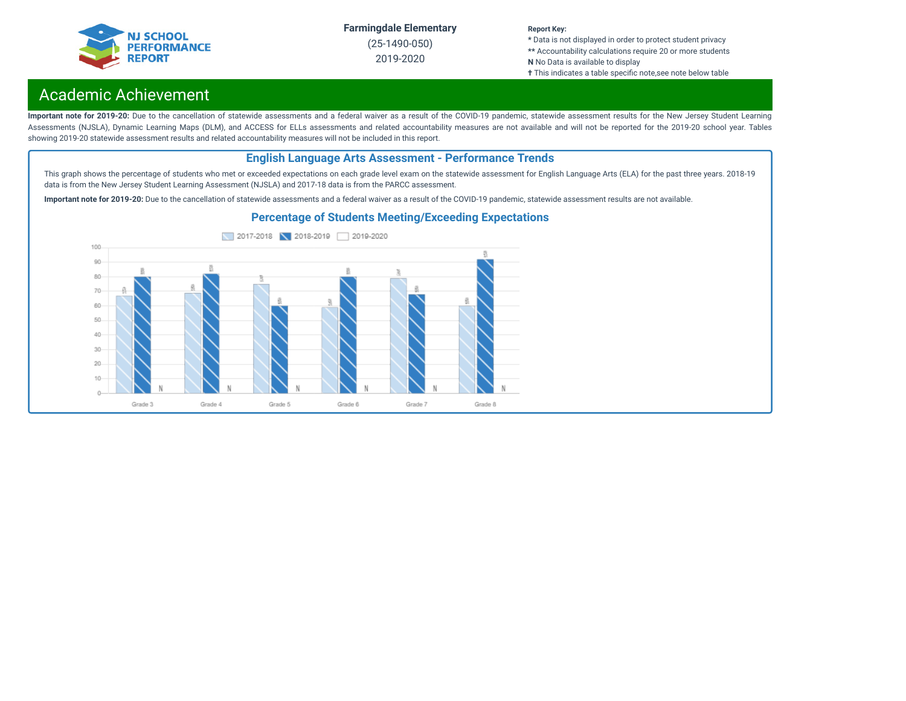Farmingdale Elementary
(25-1490-050)
2019-2020

**Report Key:**
* Data is not displayed in order to protect student privacy
** Accountability calculations require 20 or more students
**N** No Data is available to display
✝ This indicates a table specific note,see note below table

# Academic Achievement

**Important note for 2019-20:** Due to the cancellation of statewide assessments and a federal waiver as a result of the COVID-19 pandemic, statewide assessment results for the New Jersey Student Learning Assessments (NJSLA), Dynamic Learning Maps (DLM), and ACCESS for ELLs assessments and related accountability measures are not available and will not be reported for the 2019-20 school year. Tables showing 2019-20 statewide assessment results and related accountability measures will not be included in this report.

## English Language Arts Assessment - Performance Trends

This graph shows the percentage of students who met or exceeded expectations on each grade level exam on the statewide assessment for English Language Arts (ELA) for the past three years. 2018-19 data is from the New Jersey Student Learning Assessment (NJSLA) and 2017-18 data is from the PARCC assessment.

**Important note for 2019-20:** Due to the cancellation of statewide assessments and a federal waiver as a result of the COVID-19 pandemic, statewide assessment results are not available.

### Percentage of Students Meeting/Exceeding Expectations

| Grade | 2017-2018 | 2018-2019 | 2019-2020 |
|---|---|---|---|
| Grade 3 | 67 | 80 | N |
| Grade 4 | 69 | 82 | N |
| Grade 5 | 75 | 60 | N |
| Grade 6 | 59 | 80 | N |
| Grade 7 | 79 | 68 | N |
| Grade 8 | 60 | 92 | N |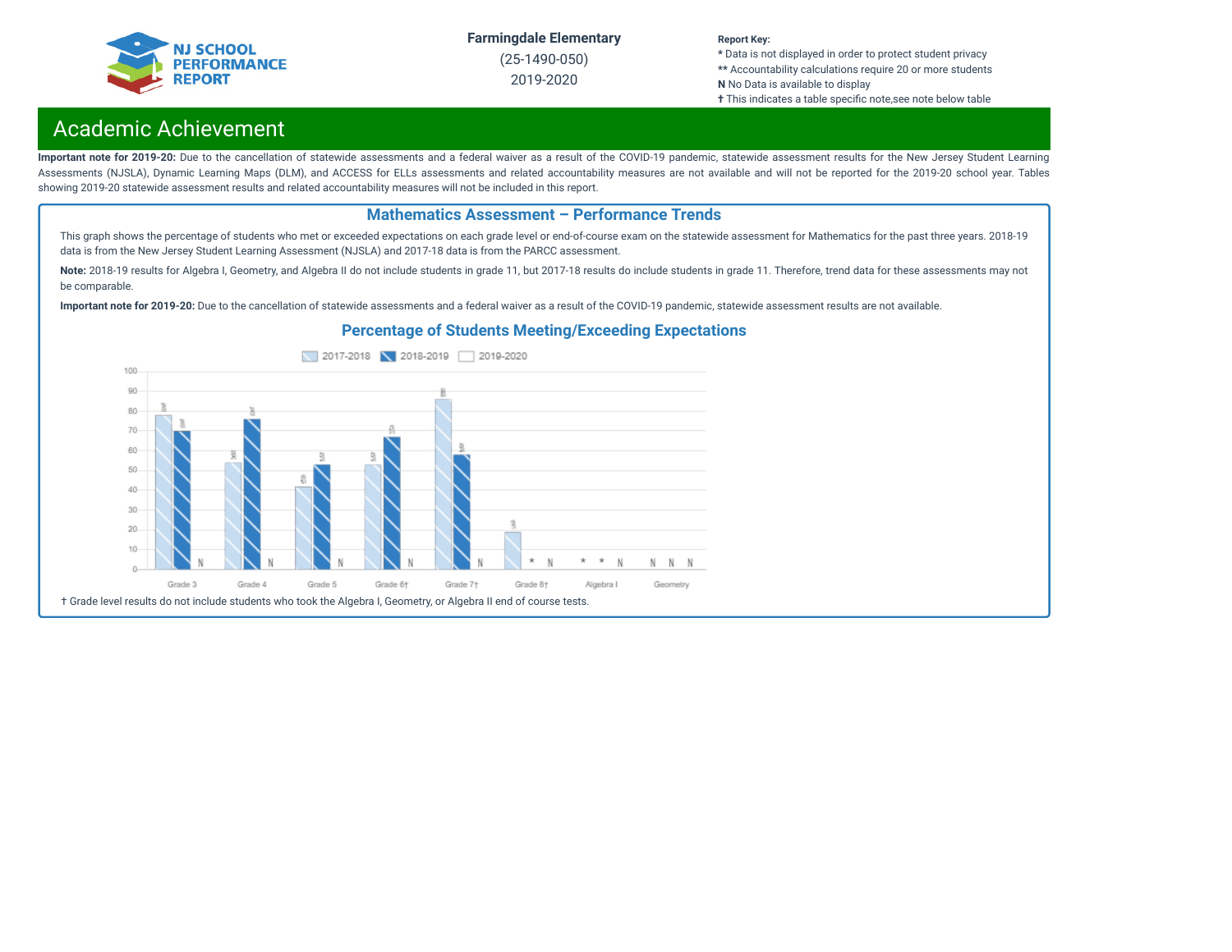Farmingdale Elementary
(25-1490-050)
2019-2020

**Report Key:**
\* Data is not displayed in order to protect student privacy
\*\* Accountability calculations require 20 or more students
**N** No Data is available to display
✝ This indicates a table specific note,see note below table

## Academic Achievement

**Important note for 2019-20:** Due to the cancellation of statewide assessments and a federal waiver as a result of the COVID-19 pandemic, statewide assessment results for the New Jersey Student Learning Assessments (NJSLA), Dynamic Learning Maps (DLM), and ACCESS for ELLs assessments and related accountability measures are not available and will not be reported for the 2019-20 school year. Tables showing 2019-20 statewide assessment results and related accountability measures will not be included in this report.

### Mathematics Assessment – Performance Trends

This graph shows the percentage of students who met or exceeded expectations on each grade level or end-of-course exam on the statewide assessment for Mathematics for the past three years. 2018-19 data is from the New Jersey Student Learning Assessment (NJSLA) and 2017-18 data is from the PARCC assessment.

**Note:** 2018-19 results for Algebra I, Geometry, and Algebra II do not include students in grade 11, but 2017-18 results do include students in grade 11. Therefore, trend data for these assessments may not be comparable.

**Important note for 2019-20:** Due to the cancellation of statewide assessments and a federal waiver as a result of the COVID-19 pandemic, statewide assessment results are not available.

#### Percentage of Students Meeting/Exceeding Expectations

| | 2017-2018 | 2018-2019 | 2019-2020 |
|---|---|---|---|
| Grade 3 | 78 | 70 | N |
| Grade 4 | 54 | 76 | N |
| Grade 5 | 42 | 53 | N |
| Grade 6† | 53 | 67 | N |
| Grade 7† | 86 | 58 | N |
| Grade 8† | 19 | * | N |
| Algebra I | * | * | N |
| Geometry | N | N | N |

† Grade level results do not include students who took the Algebra I, Geometry, or Algebra II end of course tests.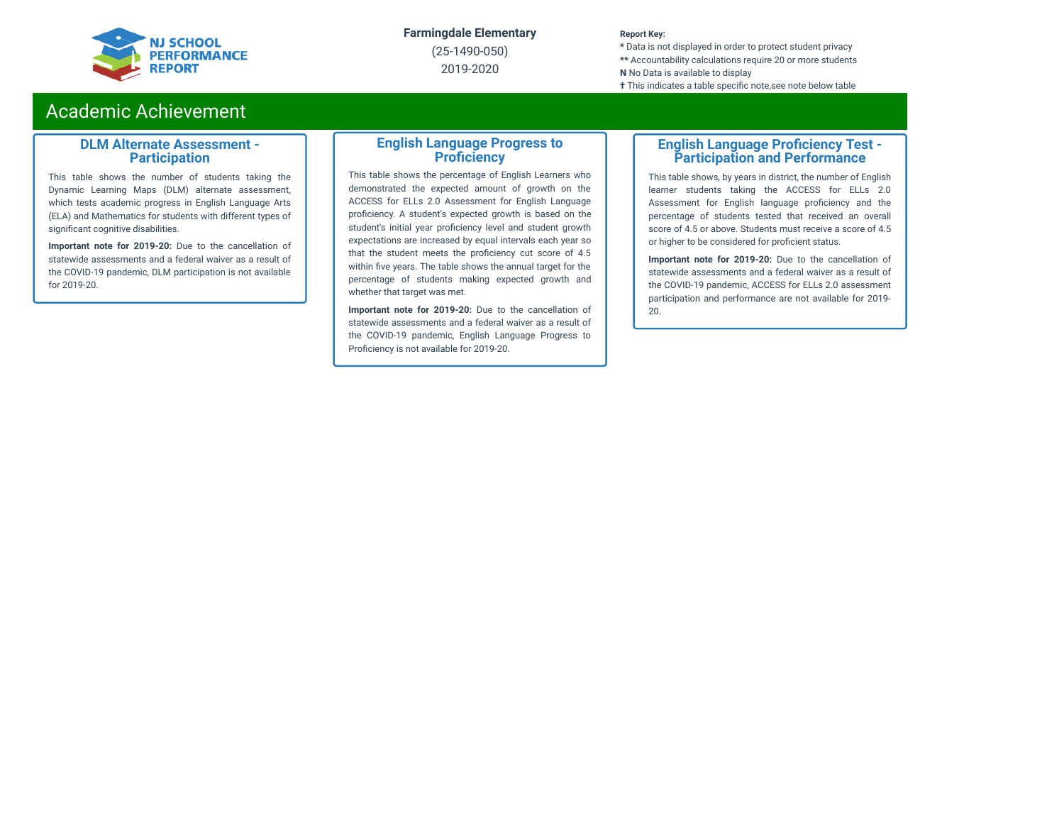# Academic Achievement

## DLM Alternate Assessment - Participation

This table shows the number of students taking the Dynamic Learning Maps (DLM) alternate assessment, which tests academic progress in English Language Arts (ELA) and Mathematics for students with different types of significant cognitive disabilities.

**Important note for 2019-20:** Due to the cancellation of statewide assessments and a federal waiver as a result of the COVID-19 pandemic, DLM participation is not available for 2019-20.

## English Language Progress to Proficiency

This table shows the percentage of English Learners who demonstrated the expected amount of growth on the ACCESS for ELLs 2.0 Assessment for English Language proficiency. A student's expected growth is based on the student's initial year proficiency level and student growth expectations are increased by equal intervals each year so that the student meets the proficiency cut score of 4.5 within five years. The table shows the annual target for the percentage of students making expected growth and whether that target was met.

**Important note for 2019-20:** Due to the cancellation of statewide assessments and a federal waiver as a result of the COVID-19 pandemic, English Language Progress to Proficiency is not available for 2019-20.

## English Language Proficiency Test - Participation and Performance

This table shows, by years in district, the number of English learner students taking the ACCESS for ELLs 2.0 Assessment for English language proficiency and the percentage of students tested that received an overall score of 4.5 or above. Students must receive a score of 4.5 or higher to be considered for proficient status.

**Important note for 2019-20:** Due to the cancellation of statewide assessments and a federal waiver as a result of the COVID-19 pandemic, ACCESS for ELLs 2.0 assessment participation and performance are not available for 2019-20.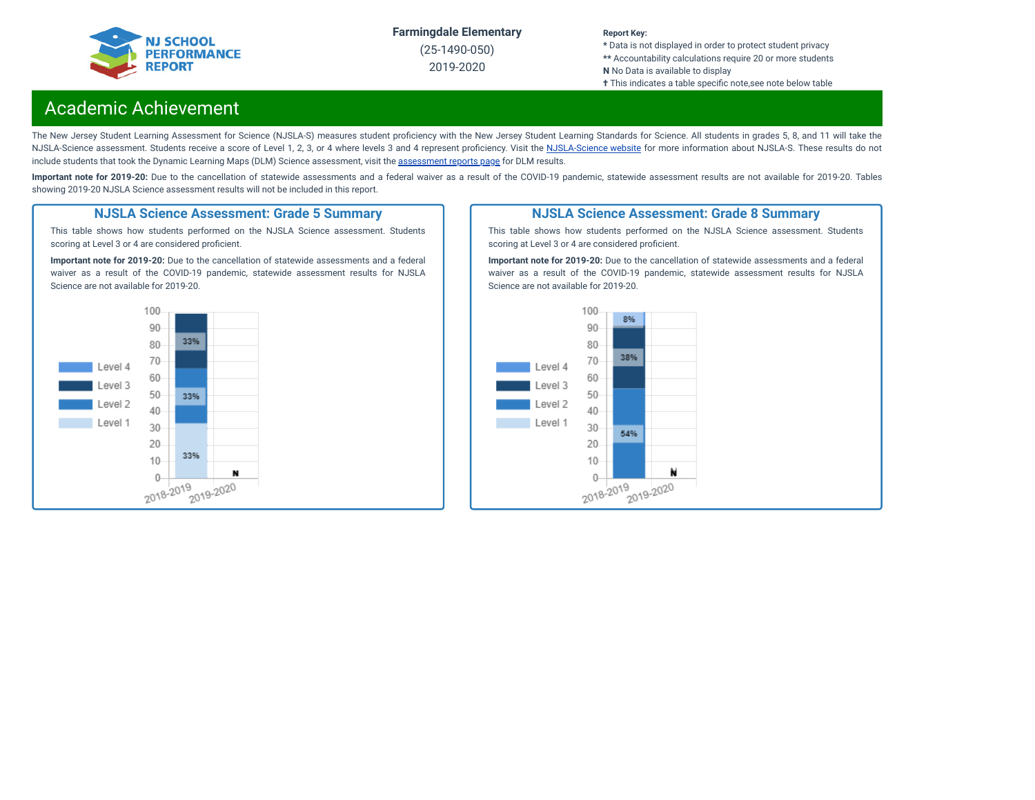Farmingdale Elementary
(25-1490-050)
2019-2020

**Report Key:**
\* Data is not displayed in order to protect student privacy
\*\* Accountability calculations require 20 or more students
**N** No Data is available to display
✝ This indicates a table specific note,see note below table

## Academic Achievement

The New Jersey Student Learning Assessment for Science (NJSLA-S) measures student proficiency with the New Jersey Student Learning Standards for Science. All students in grades 5, 8, and 11 will take the NJSLA-Science assessment. Students receive a score of Level 1, 2, 3, or 4 where levels 3 and 4 represent proficiency. Visit the NJSLA-Science website for more information about NJSLA-S. These results do not include students that took the Dynamic Learning Maps (DLM) Science assessment, visit the assessment reports page for DLM results.

**Important note for 2019-20:** Due to the cancellation of statewide assessments and a federal waiver as a result of the COVID-19 pandemic, statewide assessment results are not available for 2019-20. Tables showing 2019-20 NJSLA Science assessment results will not be included in this report.

### NJSLA Science Assessment: Grade 5 Summary

This table shows how students performed on the NJSLA Science assessment. Students scoring at Level 3 or 4 are considered proficient.

**Important note for 2019-20:** Due to the cancellation of statewide assessments and a federal waiver as a result of the COVID-19 pandemic, statewide assessment results for NJSLA Science are not available for 2019-20.

| | 2018-2019 | 2019-2020 |
|---|---|---|
| Level 1 | 33% | N |
| Level 2 | 33% | N |
| Level 3 | 33% | N |
| Level 4 | | N |

### NJSLA Science Assessment: Grade 8 Summary

This table shows how students performed on the NJSLA Science assessment. Students scoring at Level 3 or 4 are considered proficient.

**Important note for 2019-20:** Due to the cancellation of statewide assessments and a federal waiver as a result of the COVID-19 pandemic, statewide assessment results for NJSLA Science are not available for 2019-20.

| | 2018-2019 | 2019-2020 |
|---|---|---|
| Level 1 | | N |
| Level 2 | 54% | N |
| Level 3 | 38% | N |
| Level 4 | 8% | N |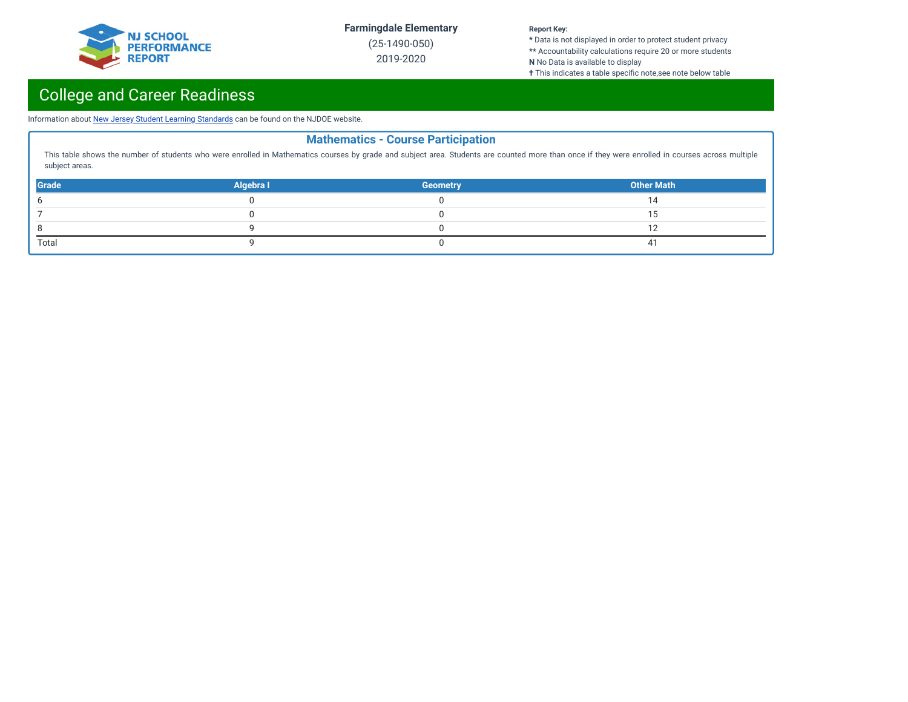Farmingdale Elementary
(25-1490-050)
2019-2020

**Report Key:**
* Data is not displayed in order to protect student privacy
** Accountability calculations require 20 or more students
**N** No Data is available to display
✝ This indicates a table specific note,see note below table

# College and Career Readiness

Information about New Jersey Student Learning Standards can be found on the NJDOE website.

## Mathematics - Course Participation

This table shows the number of students who were enrolled in Mathematics courses by grade and subject area. Students are counted more than once if they were enrolled in courses across multiple subject areas.

| Grade | Algebra I | Geometry | Other Math |
|---|---|---|---|
| 6 | 0 | 0 | 14 |
| 7 | 0 | 0 | 15 |
| 8 | 9 | 0 | 12 |
| Total | 9 | 0 | 41 |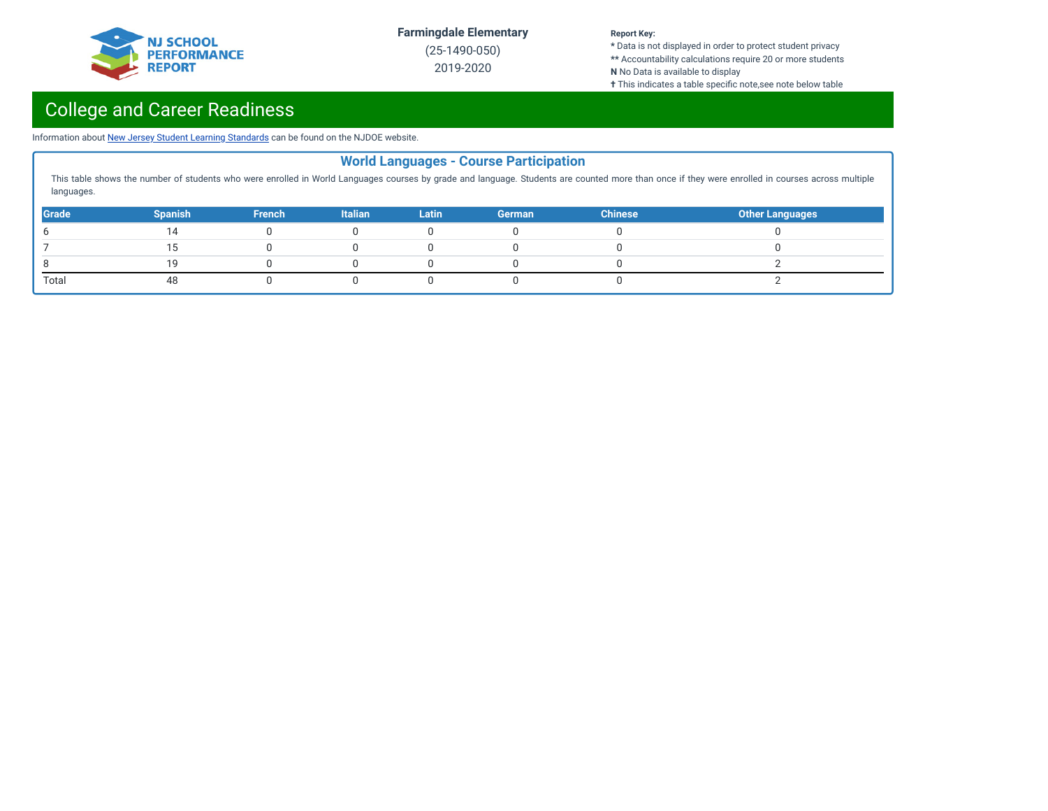Farmingdale Elementary
(25-1490-050)
2019-2020

**Report Key:**
**\*** Data is not displayed in order to protect student privacy
**\*\*** Accountability calculations require 20 or more students
**N** No Data is available to display
**†** This indicates a table specific note,see note below table

# College and Career Readiness

Information about New Jersey Student Learning Standards can be found on the NJDOE website.

## World Languages - Course Participation

This table shows the number of students who were enrolled in World Languages courses by grade and language. Students are counted more than once if they were enrolled in courses across multiple languages.

| Grade | Spanish | French | Italian | Latin | German | Chinese | Other Languages |
|---|---|---|---|---|---|---|---|
| 6 | 14 | 0 | 0 | 0 | 0 | 0 | 0 |
| 7 | 15 | 0 | 0 | 0 | 0 | 0 | 0 |
| 8 | 19 | 0 | 0 | 0 | 0 | 0 | 2 |
| Total | 48 | 0 | 0 | 0 | 0 | 0 | 2 |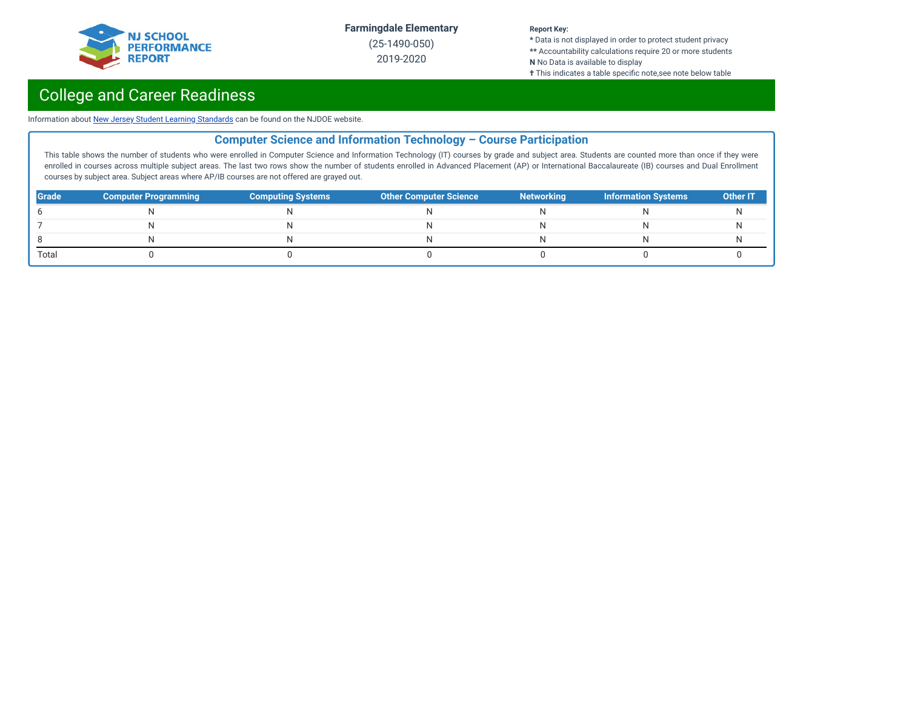Farmingdale Elementary
(25-1490-050)
2019-2020

**Report Key:**
* Data is not displayed in order to protect student privacy
** Accountability calculations require 20 or more students
**N** No Data is available to display
✝ This indicates a table specific note,see note below table

## College and Career Readiness

Information about New Jersey Student Learning Standards can be found on the NJDOE website.

### Computer Science and Information Technology – Course Participation

This table shows the number of students who were enrolled in Computer Science and Information Technology (IT) courses by grade and subject area. Students are counted more than once if they were enrolled in courses across multiple subject areas. The last two rows show the number of students enrolled in Advanced Placement (AP) or International Baccalaureate (IB) courses and Dual Enrollment courses by subject area. Subject areas where AP/IB courses are not offered are grayed out.

| Grade | Computer Programming | Computing Systems | Other Computer Science | Networking | Information Systems | Other IT |
|---|---|---|---|---|---|---|
| 6 | N | N | N | N | N | N |
| 7 | N | N | N | N | N | N |
| 8 | N | N | N | N | N | N |
| Total | 0 | 0 | 0 | 0 | 0 | 0 |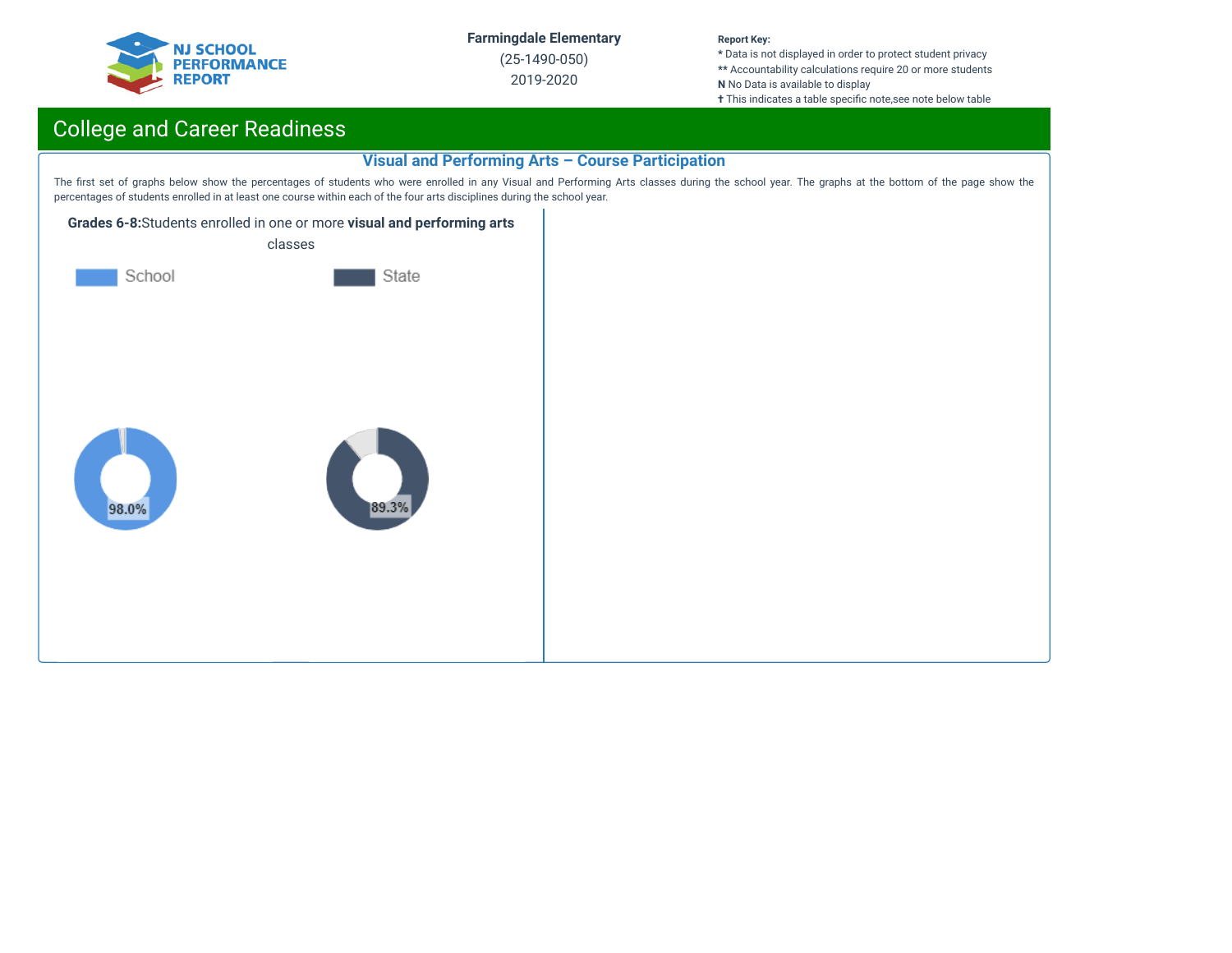Farmingdale Elementary
(25-1490-050)
2019-2020

Report Key:
* Data is not displayed in order to protect student privacy
** Accountability calculations require 20 or more students
N No Data is available to display
✝ This indicates a table specific note,see note below table

## College and Career Readiness

### Visual and Performing Arts – Course Participation

The first set of graphs below show the percentages of students who were enrolled in any Visual and Performing Arts classes during the school year. The graphs at the bottom of the page show the percentages of students enrolled in at least one course within each of the four arts disciplines during the school year.

**Grades 6-8:** Students enrolled in one or more **visual and performing arts** classes

| School | State |
|---|---|
| 98.0% | 89.3% |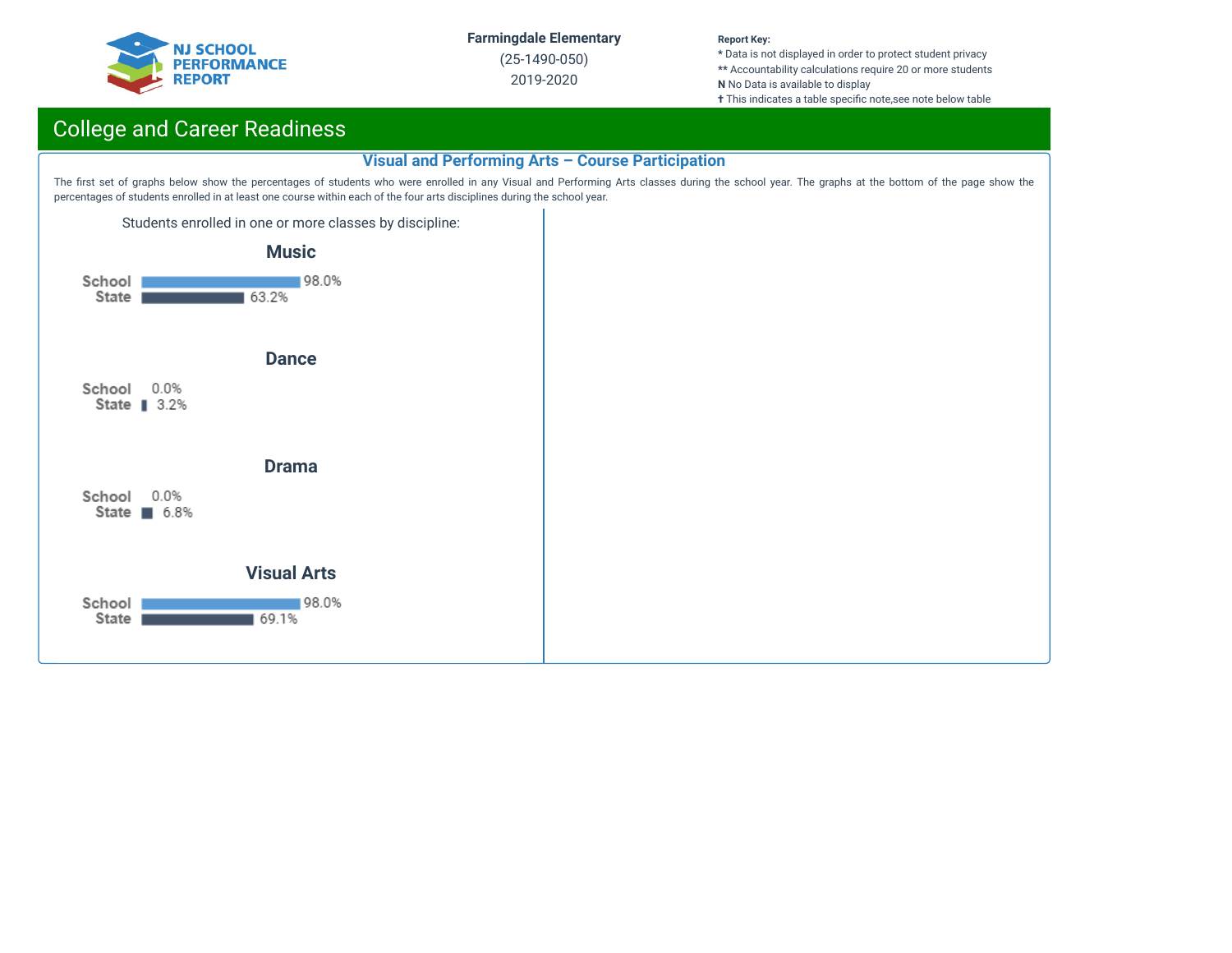Farmingdale Elementary
(25-1490-050)
2019-2020

**Report Key:**
* Data is not displayed in order to protect student privacy
** Accountability calculations require 20 or more students
**N** No Data is available to display
✝ This indicates a table specific note,see note below table

# College and Career Readiness

## Visual and Performing Arts – Course Participation

The first set of graphs below show the percentages of students who were enrolled in any Visual and Performing Arts classes during the school year. The graphs at the bottom of the page show the percentages of students enrolled in at least one course within each of the four arts disciplines during the school year.

Students enrolled in one or more classes by discipline:

### Music

| | Percent |
|---|---|
| School | 98.0% |
| State | 63.2% |

### Dance

| | Percent |
|---|---|
| School | 0.0% |
| State | 3.2% |

### Drama

| | Percent |
|---|---|
| School | 0.0% |
| State | 6.8% |

### Visual Arts

| | Percent |
|---|---|
| School | 98.0% |
| State | 69.1% |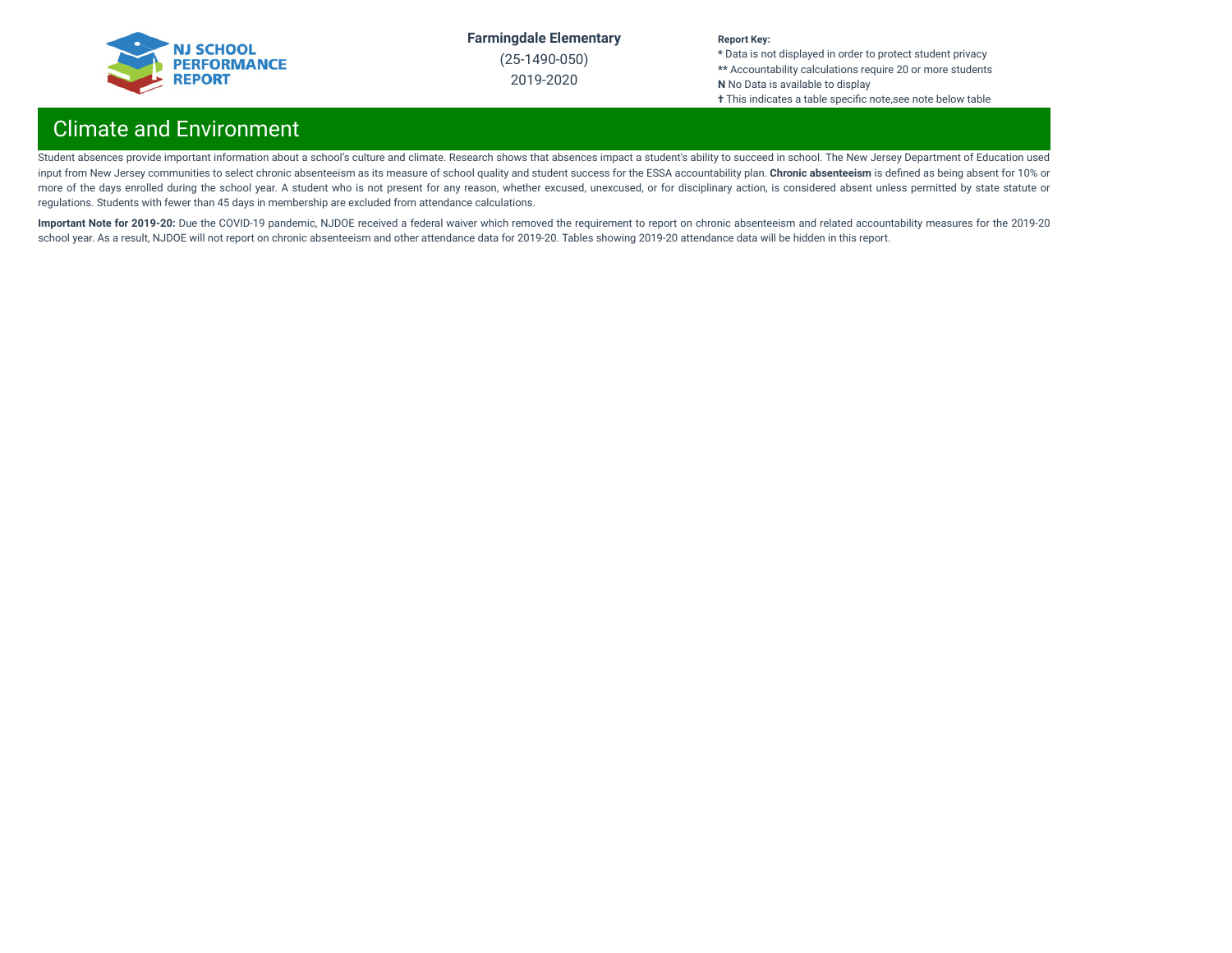## Climate and Environment

Student absences provide important information about a school's culture and climate. Research shows that absences impact a student's ability to succeed in school. The New Jersey Department of Education used input from New Jersey communities to select chronic absenteeism as its measure of school quality and student success for the ESSA accountability plan. **Chronic absenteeism** is defined as being absent for 10% or more of the days enrolled during the school year. A student who is not present for any reason, whether excused, unexcused, or for disciplinary action, is considered absent unless permitted by state statute or regulations. Students with fewer than 45 days in membership are excluded from attendance calculations.

**Important Note for 2019-20:** Due the COVID-19 pandemic, NJDOE received a federal waiver which removed the requirement to report on chronic absenteeism and related accountability measures for the 2019-20 school year. As a result, NJDOE will not report on chronic absenteeism and other attendance data for 2019-20. Tables showing 2019-20 attendance data will be hidden in this report.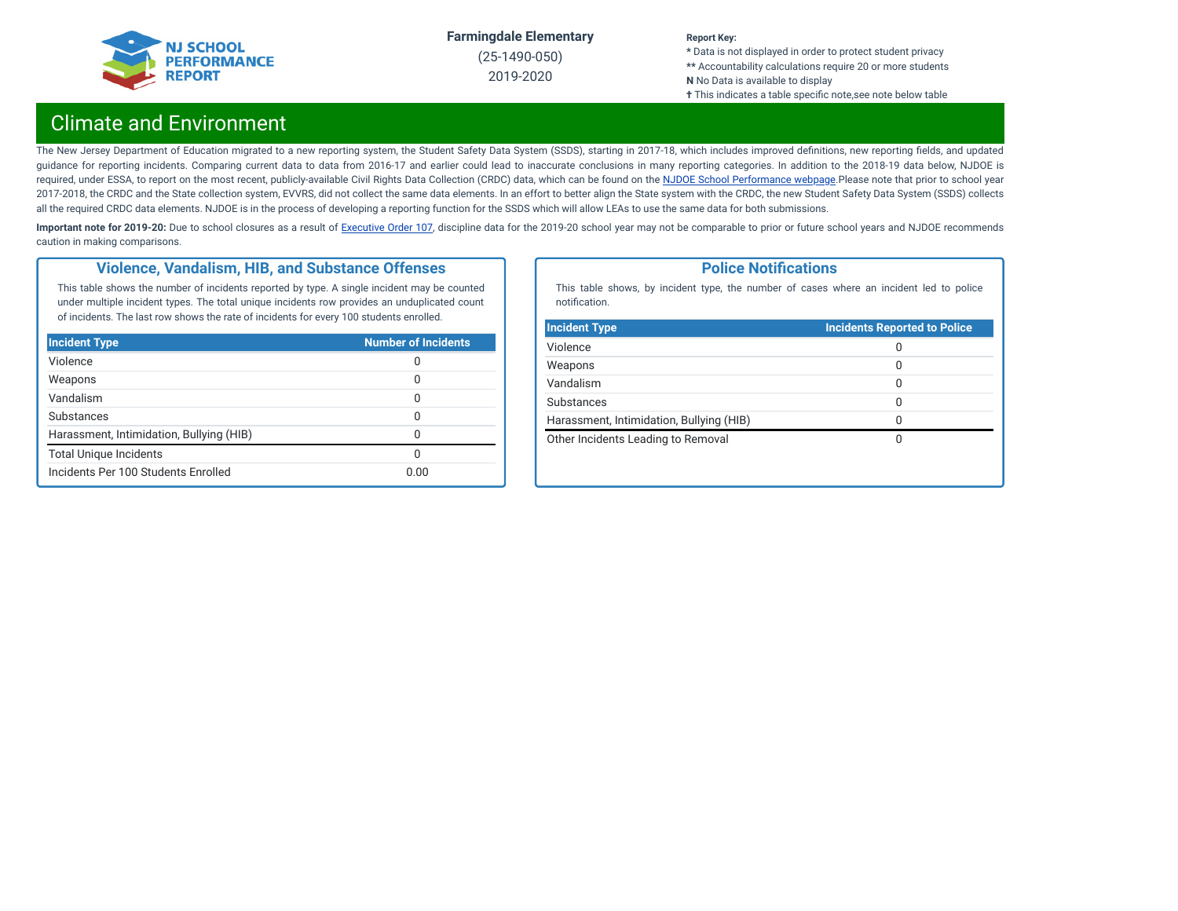Farmingdale Elementary
(25-1490-050)
2019-2020

**Report Key:**
* Data is not displayed in order to protect student privacy
** Accountability calculations require 20 or more students
**N** No Data is available to display
† This indicates a table specific note,see note below table

# Climate and Environment

The New Jersey Department of Education migrated to a new reporting system, the Student Safety Data System (SSDS), starting in 2017-18, which includes improved definitions, new reporting fields, and updated guidance for reporting incidents. Comparing current data to data from 2016-17 and earlier could lead to inaccurate conclusions in many reporting categories. In addition to the 2018-19 data below, NJDOE is required, under ESSA, to report on the most recent, publicly-available Civil Rights Data Collection (CRDC) data, which can be found on the NJDOE School Performance webpage.Please note that prior to school year 2017-2018, the CRDC and the State collection system, EVVRS, did not collect the same data elements. In an effort to better align the State system with the CRDC, the new Student Safety Data System (SSDS) collects all the required CRDC data elements. NJDOE is in the process of developing a reporting function for the SSDS which will allow LEAs to use the same data for both submissions.

**Important note for 2019-20:** Due to school closures as a result of Executive Order 107, discipline data for the 2019-20 school year may not be comparable to prior or future school years and NJDOE recommends caution in making comparisons.

## Violence, Vandalism, HIB, and Substance Offenses

This table shows the number of incidents reported by type. A single incident may be counted under multiple incident types. The total unique incidents row provides an unduplicated count of incidents. The last row shows the rate of incidents for every 100 students enrolled.

| Incident Type | Number of Incidents |
|---|---|
| Violence | 0 |
| Weapons | 0 |
| Vandalism | 0 |
| Substances | 0 |
| Harassment, Intimidation, Bullying (HIB) | 0 |
| Total Unique Incidents | 0 |
| Incidents Per 100 Students Enrolled | 0.00 |

## Police Notifications

This table shows, by incident type, the number of cases where an incident led to police notification.

| Incident Type | Incidents Reported to Police |
|---|---|
| Violence | 0 |
| Weapons | 0 |
| Vandalism | 0 |
| Substances | 0 |
| Harassment, Intimidation, Bullying (HIB) | 0 |
| Other Incidents Leading to Removal | 0 |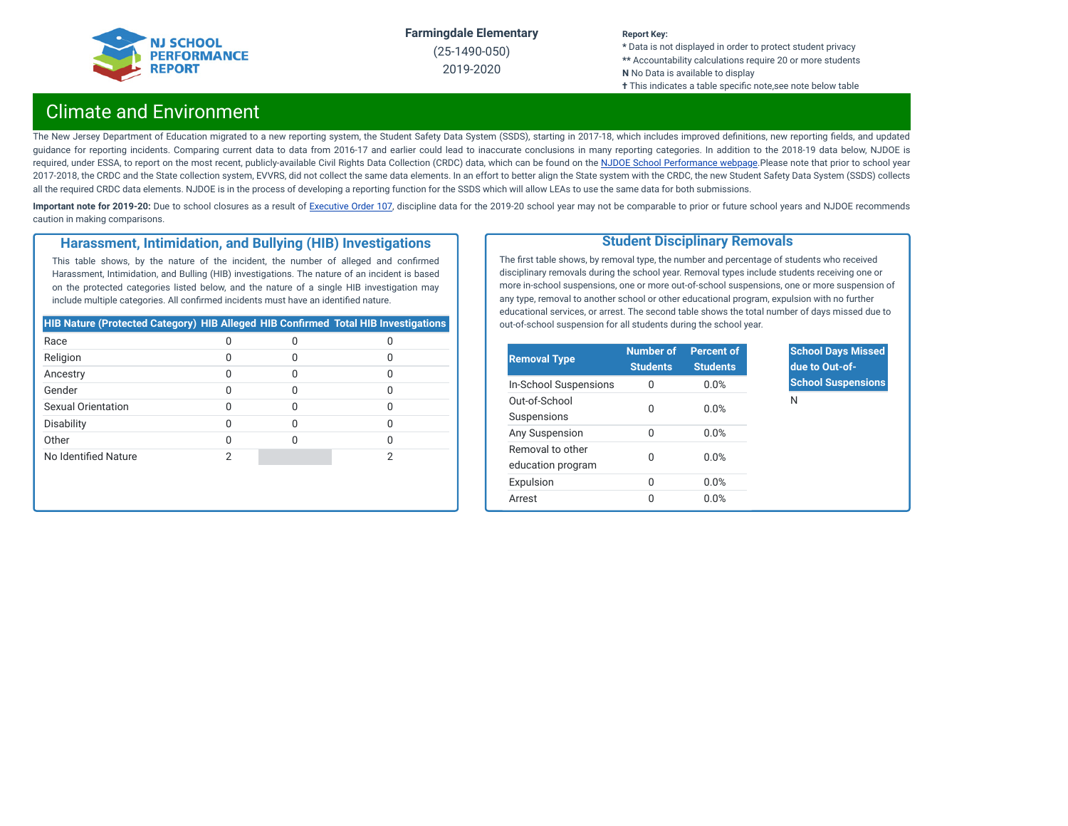Farmingdale Elementary
(25-1490-050)
2019-2020

**Report Key:**
\* Data is not displayed in order to protect student privacy
\*\* Accountability calculations require 20 or more students
**N** No Data is available to display
† This indicates a table specific note,see note below table

## Climate and Environment

The New Jersey Department of Education migrated to a new reporting system, the Student Safety Data System (SSDS), starting in 2017-18, which includes improved definitions, new reporting fields, and updated guidance for reporting incidents. Comparing current data to data from 2016-17 and earlier could lead to inaccurate conclusions in many reporting categories. In addition to the 2018-19 data below, NJDOE is required, under ESSA, to report on the most recent, publicly-available Civil Rights Data Collection (CRDC) data, which can be found on the NJDOE School Performance webpage.Please note that prior to school year 2017-2018, the CRDC and the State collection system, EVVRS, did not collect the same data elements. In an effort to better align the State system with the CRDC, the new Student Safety Data System (SSDS) collects all the required CRDC data elements. NJDOE is in the process of developing a reporting function for the SSDS which will allow LEAs to use the same data for both submissions.

**Important note for 2019-20:** Due to school closures as a result of Executive Order 107, discipline data for the 2019-20 school year may not be comparable to prior or future school years and NJDOE recommends caution in making comparisons.

### Harassment, Intimidation, and Bullying (HIB) Investigations

This table shows, by the nature of the incident, the number of alleged and confirmed Harassment, Intimidation, and Bulling (HIB) investigations. The nature of an incident is based on the protected categories listed below, and the nature of a single HIB investigation may include multiple categories. All confirmed incidents must have an identified nature.

| HIB Nature (Protected Category) | HIB Alleged | HIB Confirmed | Total HIB Investigations |
|---|---|---|---|
| Race | 0 | 0 | 0 |
| Religion | 0 | 0 | 0 |
| Ancestry | 0 | 0 | 0 |
| Gender | 0 | 0 | 0 |
| Sexual Orientation | 0 | 0 | 0 |
| Disability | 0 | 0 | 0 |
| Other | 0 | 0 | 0 |
| No Identified Nature | 2 | | 2 |

### Student Disciplinary Removals

The first table shows, by removal type, the number and percentage of students who received disciplinary removals during the school year. Removal types include students receiving one or more in-school suspensions, one or more out-of-school suspensions, one or more suspension of any type, removal to another school or other educational program, expulsion with no further educational services, or arrest. The second table shows the total number of days missed due to out-of-school suspension for all students during the school year.

| Removal Type | Number of Students | Percent of Students |
|---|---|---|
| In-School Suspensions | 0 | 0.0% |
| Out-of-School Suspensions | 0 | 0.0% |
| Any Suspension | 0 | 0.0% |
| Removal to other education program | 0 | 0.0% |
| Expulsion | 0 | 0.0% |
| Arrest | 0 | 0.0% |

| School Days Missed due to Out-of-School Suspensions |
|---|
| N |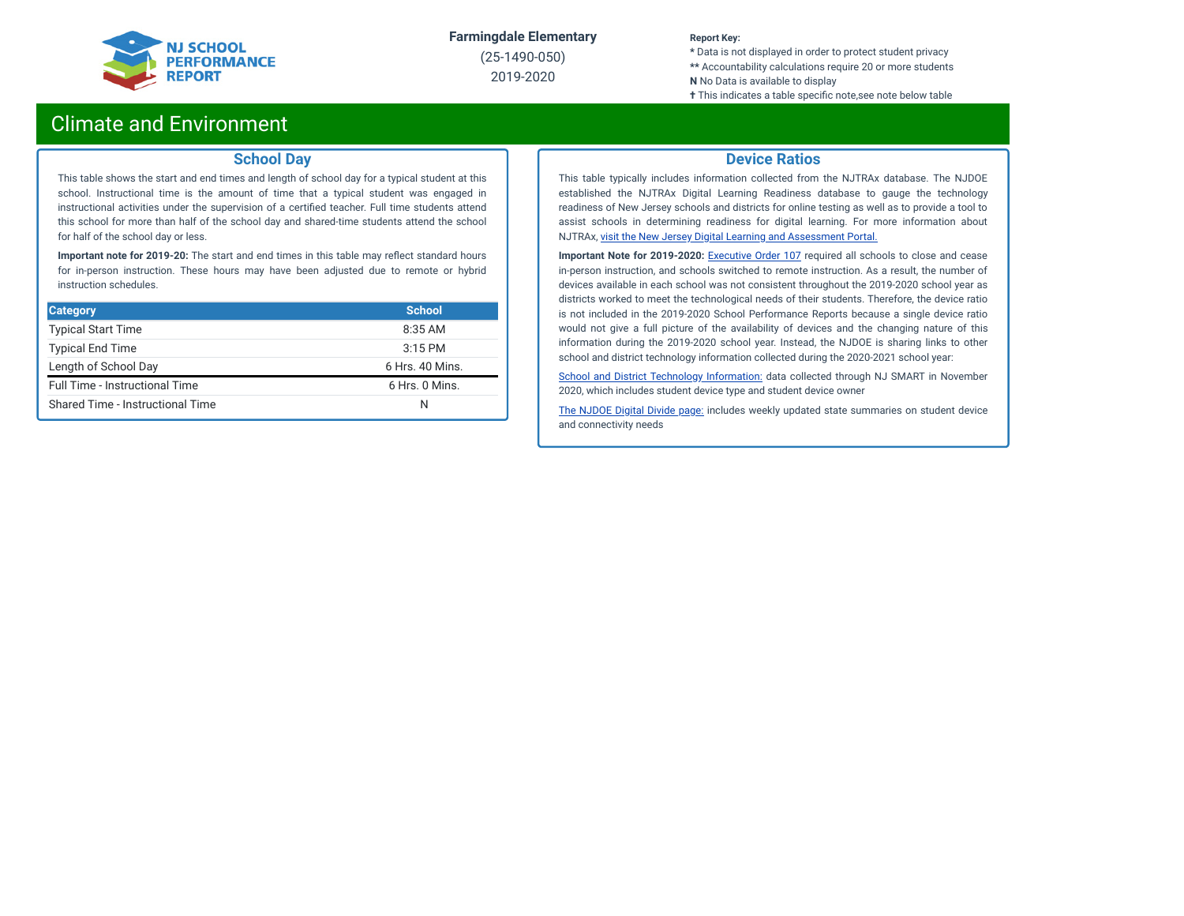Farmingdale Elementary
(25-1490-050)
2019-2020

**Report Key:**
* Data is not displayed in order to protect student privacy
** Accountability calculations require 20 or more students
**N** No Data is available to display
✝ This indicates a table specific note,see note below table

# Climate and Environment

## School Day

This table shows the start and end times and length of school day for a typical student at this school. Instructional time is the amount of time that a typical student was engaged in instructional activities under the supervision of a certified teacher. Full time students attend this school for more than half of the school day and shared-time students attend the school for half of the school day or less.

**Important note for 2019-20:** The start and end times in this table may reflect standard hours for in-person instruction. These hours may have been adjusted due to remote or hybrid instruction schedules.

| Category | School |
|---|---|
| Typical Start Time | 8:35 AM |
| Typical End Time | 3:15 PM |
| Length of School Day | 6 Hrs. 40 Mins. |
| Full Time - Instructional Time | 6 Hrs. 0 Mins. |
| Shared Time - Instructional Time | N |

## Device Ratios

This table typically includes information collected from the NJTRAx database. The NJDOE established the NJTRAx Digital Learning Readiness database to gauge the technology readiness of New Jersey schools and districts for online testing as well as to provide a tool to assist schools in determining readiness for digital learning. For more information about NJTRAx, visit the New Jersey Digital Learning and Assessment Portal.

**Important Note for 2019-2020:** Executive Order 107 required all schools to close and cease in-person instruction, and schools switched to remote instruction. As a result, the number of devices available in each school was not consistent throughout the 2019-2020 school year as districts worked to meet the technological needs of their students. Therefore, the device ratio is not included in the 2019-2020 School Performance Reports because a single device ratio would not give a full picture of the availability of devices and the changing nature of this information during the 2019-2020 school year. Instead, the NJDOE is sharing links to other school and district technology information collected during the 2020-2021 school year:

School and District Technology Information: data collected through NJ SMART in November 2020, which includes student device type and student device owner

The NJDOE Digital Divide page: includes weekly updated state summaries on student device and connectivity needs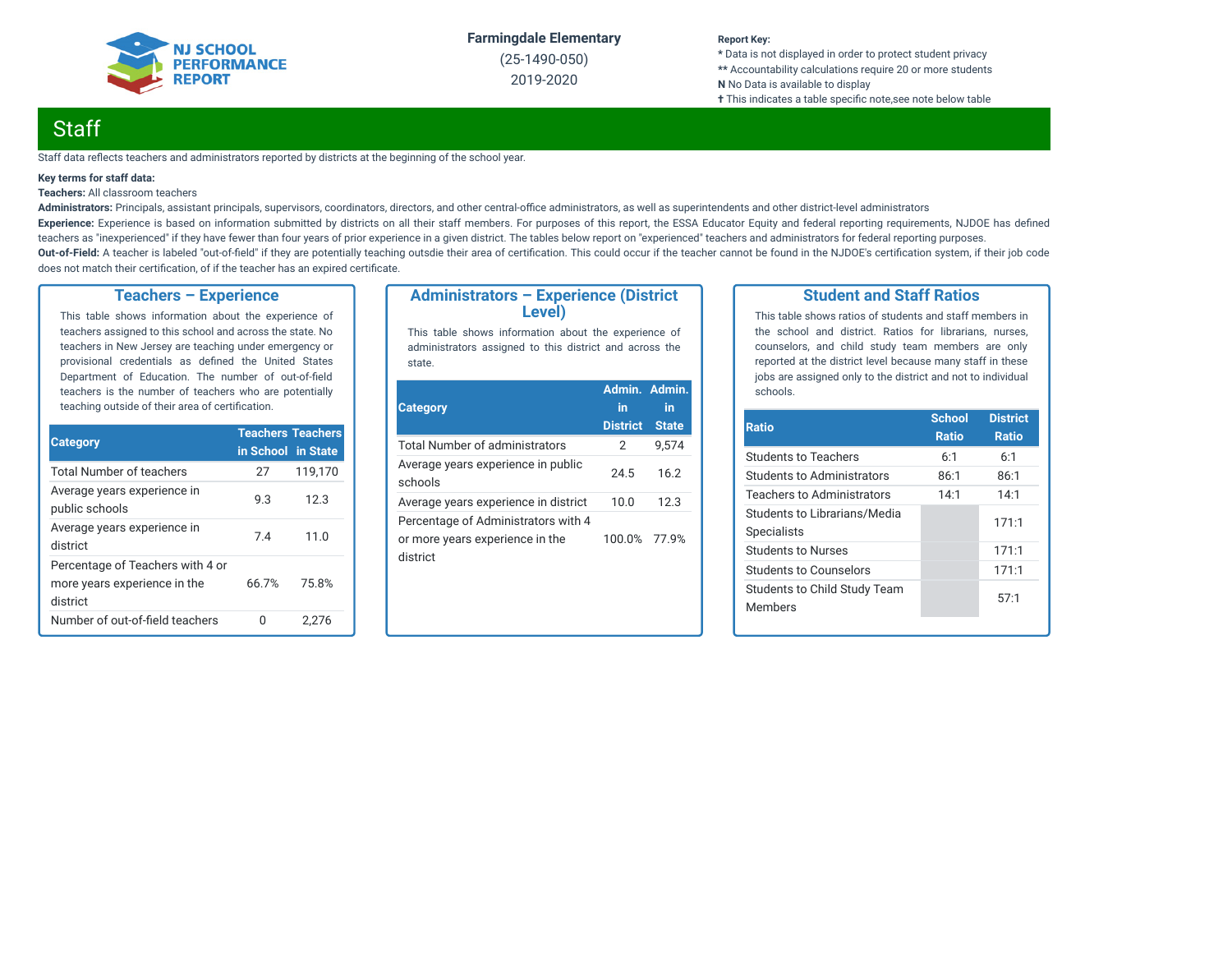Farmingdale Elementary
(25-1490-050)
2019-2020

**Report Key:**
* Data is not displayed in order to protect student privacy
** Accountability calculations require 20 or more students
**N** No Data is available to display
✝ This indicates a table specific note,see note below table

## Staff

Staff data reflects teachers and administrators reported by districts at the beginning of the school year.

**Key terms for staff data:**

**Teachers:** All classroom teachers

**Administrators:** Principals, assistant principals, supervisors, coordinators, directors, and other central-office administrators, as well as superintendents and other district-level administrators

**Experience:** Experience is based on information submitted by districts on all their staff members. For purposes of this report, the ESSA Educator Equity and federal reporting requirements, NJDOE has defined teachers as "inexperienced" if they have fewer than four years of prior experience in a given district. The tables below report on "experienced" teachers and administrators for federal reporting purposes.

**Out-of-Field:** A teacher is labeled "out-of-field" if they are potentially teaching outsdie their area of certification. This could occur if the teacher cannot be found in the NJDOE's certification system, if their job code does not match their certification, of if the teacher has an expired certificate.

### Teachers – Experience

This table shows information about the experience of teachers assigned to this school and across the state. No teachers in New Jersey are teaching under emergency or provisional credentials as defined the United States Department of Education. The number of out-of-field teachers is the number of teachers who are potentially teaching outside of their area of certification.

| Category | Teachers in School | Teachers in State |
|---|---|---|
| Total Number of teachers | 27 | 119,170 |
| Average years experience in public schools | 9.3 | 12.3 |
| Average years experience in district | 7.4 | 11.0 |
| Percentage of Teachers with 4 or more years experience in the district | 66.7% | 75.8% |
| Number of out-of-field teachers | 0 | 2,276 |

### Administrators – Experience (District Level)

This table shows information about the experience of administrators assigned to this district and across the state.

| Category | Admin. in District | Admin. in State |
|---|---|---|
| Total Number of administrators | 2 | 9,574 |
| Average years experience in public schools | 24.5 | 16.2 |
| Average years experience in district | 10.0 | 12.3 |
| Percentage of Administrators with 4 or more years experience in the district | 100.0% | 77.9% |

### Student and Staff Ratios

This table shows ratios of students and staff members in the school and district. Ratios for librarians, nurses, counselors, and child study team members are only reported at the district level because many staff in these jobs are assigned only to the district and not to individual schools.

| Ratio | School Ratio | District Ratio |
|---|---|---|
| Students to Teachers | 6:1 | 6:1 |
| Students to Administrators | 86:1 | 86:1 |
| Teachers to Administrators | 14:1 | 14:1 |
| Students to Librarians/Media Specialists | | 171:1 |
| Students to Nurses | | 171:1 |
| Students to Counselors | | 171:1 |
| Students to Child Study Team Members | | 57:1 |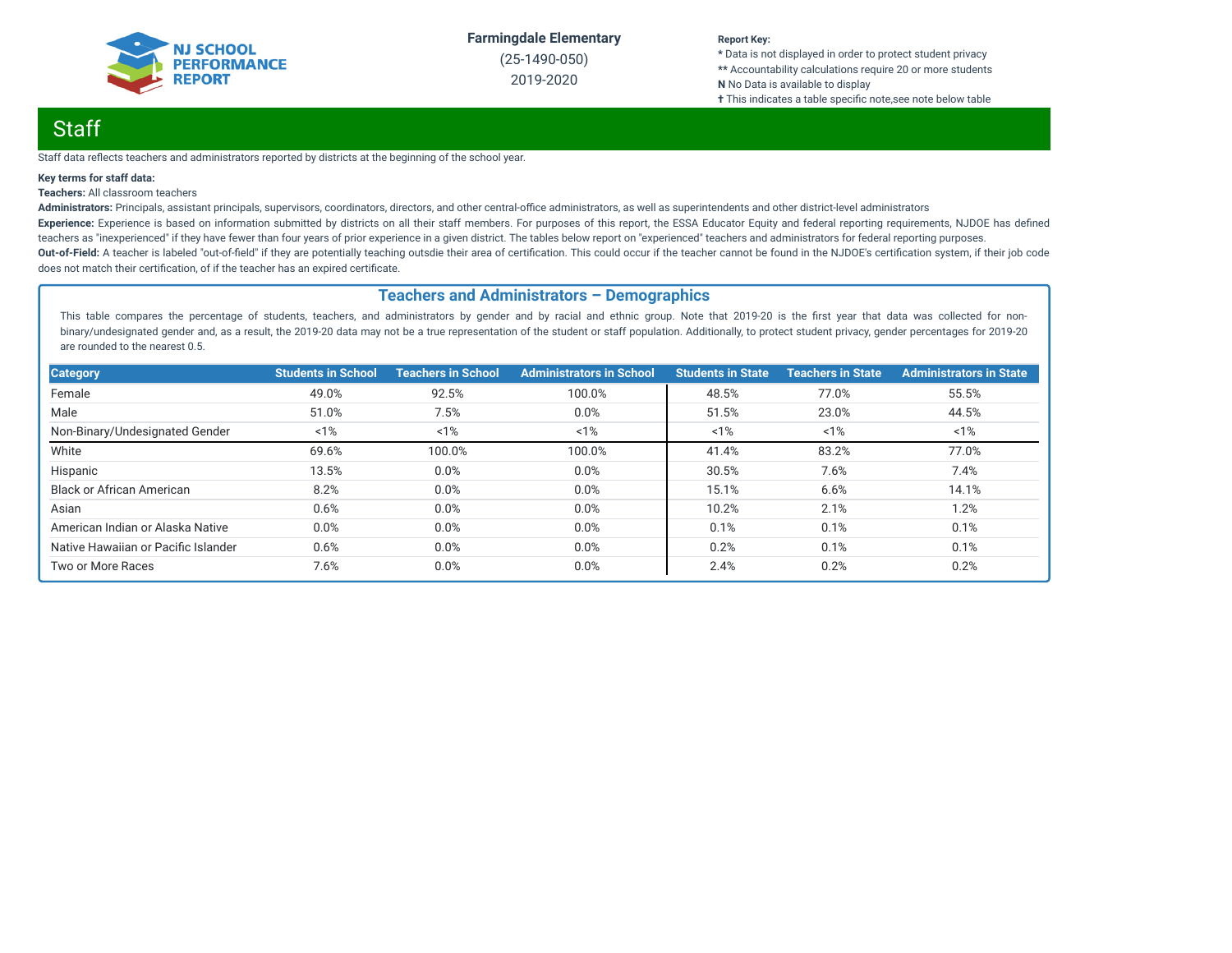Farmingdale Elementary
(25-1490-050)
2019-2020

**Report Key:**
* Data is not displayed in order to protect student privacy
** Accountability calculations require 20 or more students
**N** No Data is available to display
✝ This indicates a table specific note,see note below table

## Staff

Staff data reflects teachers and administrators reported by districts at the beginning of the school year.

**Key terms for staff data:**

**Teachers:** All classroom teachers

**Administrators:** Principals, assistant principals, supervisors, coordinators, directors, and other central-office administrators, as well as superintendents and other district-level administrators

**Experience:** Experience is based on information submitted by districts on all their staff members. For purposes of this report, the ESSA Educator Equity and federal reporting requirements, NJDOE has defined teachers as "inexperienced" if they have fewer than four years of prior experience in a given district. The tables below report on "experienced" teachers and administrators for federal reporting purposes.

**Out-of-Field:** A teacher is labeled "out-of-field" if they are potentially teaching outsdie their area of certification. This could occur if the teacher cannot be found in the NJDOE's certification system, if their job code does not match their certification, of if the teacher has an expired certificate.

### Teachers and Administrators – Demographics

This table compares the percentage of students, teachers, and administrators by gender and by racial and ethnic group. Note that 2019-20 is the first year that data was collected for non-binary/undesignated gender and, as a result, the 2019-20 data may not be a true representation of the student or staff population. Additionally, to protect student privacy, gender percentages for 2019-20 are rounded to the nearest 0.5.

| Category | Students in School | Teachers in School | Administrators in School | Students in State | Teachers in State | Administrators in State |
|---|---|---|---|---|---|---|
| Female | 49.0% | 92.5% | 100.0% | 48.5% | 77.0% | 55.5% |
| Male | 51.0% | 7.5% | 0.0% | 51.5% | 23.0% | 44.5% |
| Non-Binary/Undesignated Gender | <1% | <1% | <1% | <1% | <1% | <1% |
| White | 69.6% | 100.0% | 100.0% | 41.4% | 83.2% | 77.0% |
| Hispanic | 13.5% | 0.0% | 0.0% | 30.5% | 7.6% | 7.4% |
| Black or African American | 8.2% | 0.0% | 0.0% | 15.1% | 6.6% | 14.1% |
| Asian | 0.6% | 0.0% | 0.0% | 10.2% | 2.1% | 1.2% |
| American Indian or Alaska Native | 0.0% | 0.0% | 0.0% | 0.1% | 0.1% | 0.1% |
| Native Hawaiian or Pacific Islander | 0.6% | 0.0% | 0.0% | 0.2% | 0.1% | 0.1% |
| Two or More Races | 7.6% | 0.0% | 0.0% | 2.4% | 0.2% | 0.2% |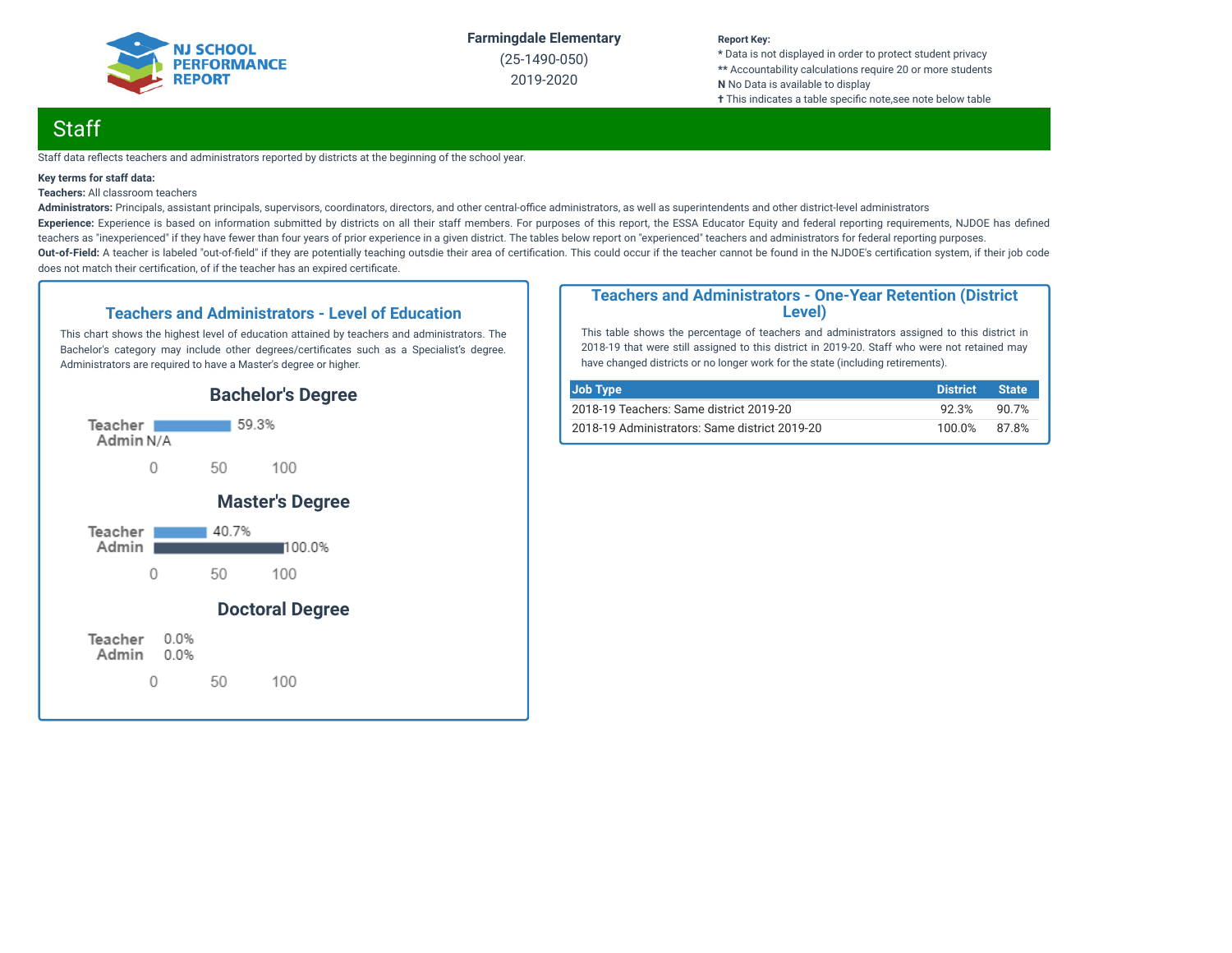Farmingdale Elementary
(25-1490-050)
2019-2020

**Report Key:**
* Data is not displayed in order to protect student privacy
** Accountability calculations require 20 or more students
**N** No Data is available to display
† This indicates a table specific note,see note below table

## Staff

Staff data reflects teachers and administrators reported by districts at the beginning of the school year.

**Key terms for staff data:**
**Teachers:** All classroom teachers
**Administrators:** Principals, assistant principals, supervisors, coordinators, directors, and other central-office administrators, as well as superintendents and other district-level administrators
**Experience:** Experience is based on information submitted by districts on all their staff members. For purposes of this report, the ESSA Educator Equity and federal reporting requirements, NJDOE has defined teachers as "inexperienced" if they have fewer than four years of prior experience in a given district. The tables below report on "experienced" teachers and administrators for federal reporting purposes.
**Out-of-Field:** A teacher is labeled "out-of-field" if they are potentially teaching outsdie their area of certification. This could occur if the teacher cannot be found in the NJDOE's certification system, if their job code does not match their certification, of if the teacher has an expired certificate.

### Teachers and Administrators - Level of Education

This chart shows the highest level of education attained by teachers and administrators. The Bachelor's category may include other degrees/certificates such as a Specialist's degree. Administrators are required to have a Master's degree or higher.

**Bachelor's Degree**

| | Percent |
|---|---|
| Teacher | 59.3% |
| Admin | N/A |

**Master's Degree**

| | Percent |
|---|---|
| Teacher | 40.7% |
| Admin | 100.0% |

**Doctoral Degree**

| | Percent |
|---|---|
| Teacher | 0.0% |
| Admin | 0.0% |

### Teachers and Administrators - One-Year Retention (District Level)

This table shows the percentage of teachers and administrators assigned to this district in 2018-19 that were still assigned to this district in 2019-20. Staff who were not retained may have changed districts or no longer work for the state (including retirements).

| Job Type | District | State |
|---|---|---|
| 2018-19 Teachers: Same district 2019-20 | 92.3% | 90.7% |
| 2018-19 Administrators: Same district 2019-20 | 100.0% | 87.8% |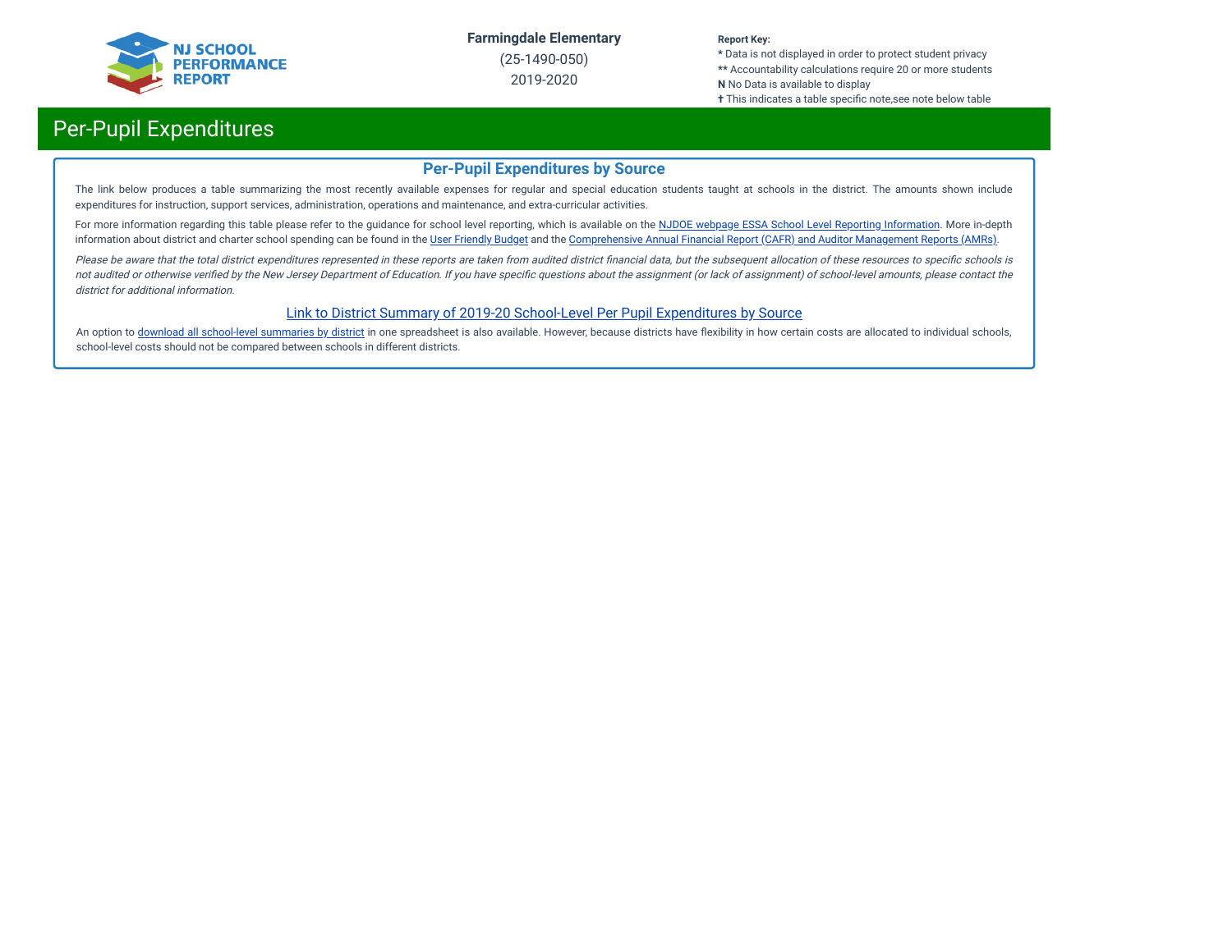# Per-Pupil Expenditures

## Per-Pupil Expenditures by Source

The link below produces a table summarizing the most recently available expenses for regular and special education students taught at schools in the district. The amounts shown include expenditures for instruction, support services, administration, operations and maintenance, and extra-curricular activities.

For more information regarding this table please refer to the guidance for school level reporting, which is available on the NJDOE webpage ESSA School Level Reporting Information. More in-depth information about district and charter school spending can be found in the User Friendly Budget and the Comprehensive Annual Financial Report (CAFR) and Auditor Management Reports (AMRs).

*Please be aware that the total district expenditures represented in these reports are taken from audited district financial data, but the subsequent allocation of these resources to specific schools is not audited or otherwise verified by the New Jersey Department of Education. If you have specific questions about the assignment (or lack of assignment) of school-level amounts, please contact the district for additional information.*

Link to District Summary of 2019-20 School-Level Per Pupil Expenditures by Source

An option to download all school-level summaries by district in one spreadsheet is also available. However, because districts have flexibility in how certain costs are allocated to individual schools, school-level costs should not be compared between schools in different districts.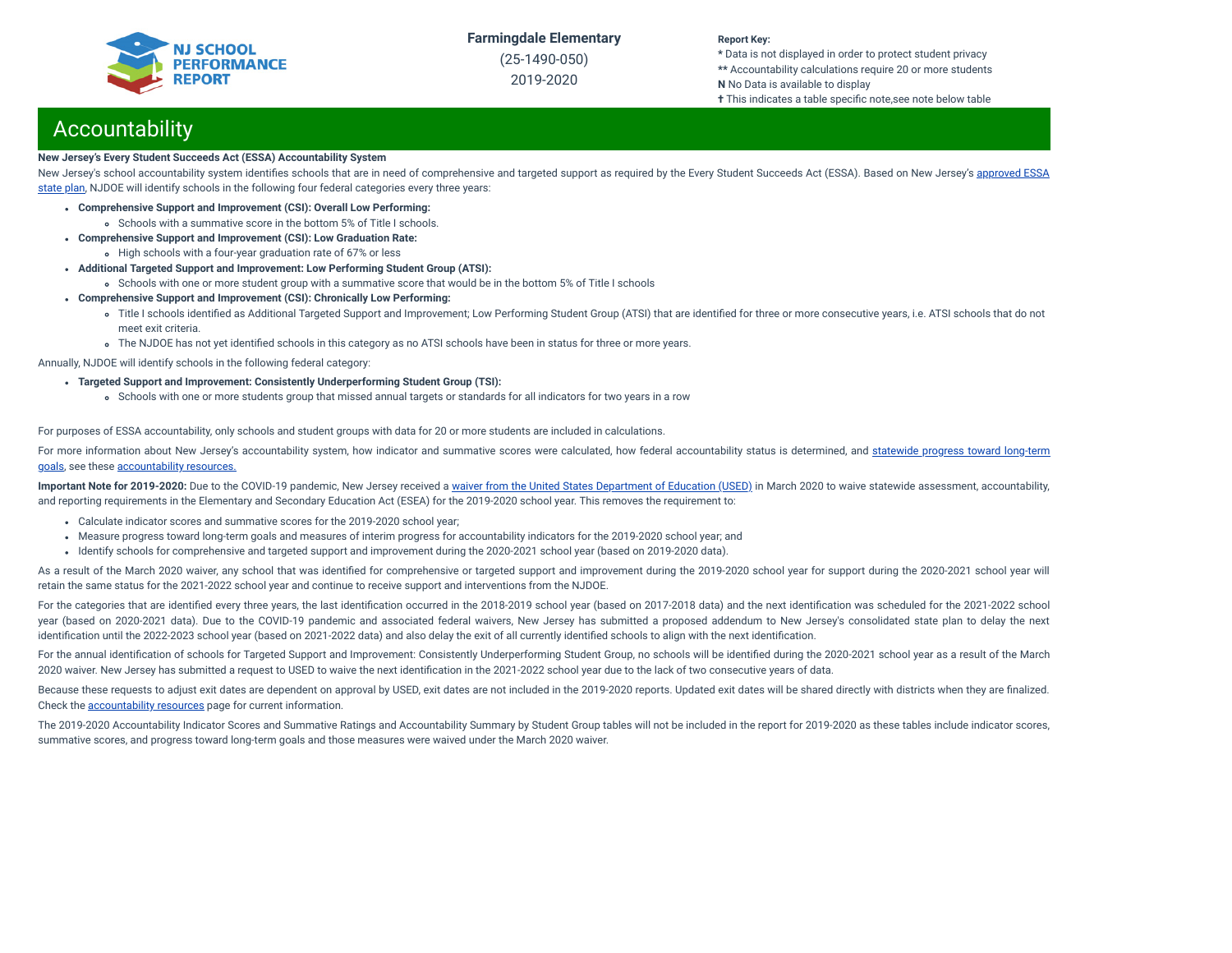## Accountability

**New Jersey's Every Student Succeeds Act (ESSA) Accountability System**

New Jersey's school accountability system identifies schools that are in need of comprehensive and targeted support as required by the Every Student Succeeds Act (ESSA). Based on New Jersey's approved ESSA state plan, NJDOE will identify schools in the following four federal categories every three years:

- **Comprehensive Support and Improvement (CSI): Overall Low Performing:**
  - Schools with a summative score in the bottom 5% of Title I schools.
- **Comprehensive Support and Improvement (CSI): Low Graduation Rate:**
  - High schools with a four-year graduation rate of 67% or less
- **Additional Targeted Support and Improvement: Low Performing Student Group (ATSI):**
  - Schools with one or more student group with a summative score that would be in the bottom 5% of Title I schools
- **Comprehensive Support and Improvement (CSI): Chronically Low Performing:**
  - Title I schools identified as Additional Targeted Support and Improvement; Low Performing Student Group (ATSI) that are identified for three or more consecutive years, i.e. ATSI schools that do not meet exit criteria.
  - The NJDOE has not yet identified schools in this category as no ATSI schools have been in status for three or more years.

Annually, NJDOE will identify schools in the following federal category:

- **Targeted Support and Improvement: Consistently Underperforming Student Group (TSI):**
  - Schools with one or more students group that missed annual targets or standards for all indicators for two years in a row

For purposes of ESSA accountability, only schools and student groups with data for 20 or more students are included in calculations.

For more information about New Jersey's accountability system, how indicator and summative scores were calculated, how federal accountability status is determined, and statewide progress toward long-term goals, see these accountability resources.

**Important Note for 2019-2020:** Due to the COVID-19 pandemic, New Jersey received a waiver from the United States Department of Education (USED) in March 2020 to waive statewide assessment, accountability, and reporting requirements in the Elementary and Secondary Education Act (ESEA) for the 2019-2020 school year. This removes the requirement to:

- Calculate indicator scores and summative scores for the 2019-2020 school year;
- Measure progress toward long-term goals and measures of interim progress for accountability indicators for the 2019-2020 school year; and
- Identify schools for comprehensive and targeted support and improvement during the 2020-2021 school year (based on 2019-2020 data).

As a result of the March 2020 waiver, any school that was identified for comprehensive or targeted support and improvement during the 2019-2020 school year for support during the 2020-2021 school year will retain the same status for the 2021-2022 school year and continue to receive support and interventions from the NJDOE.

For the categories that are identified every three years, the last identification occurred in the 2018-2019 school year (based on 2017-2018 data) and the next identification was scheduled for the 2021-2022 school year (based on 2020-2021 data). Due to the COVID-19 pandemic and associated federal waivers, New Jersey has submitted a proposed addendum to New Jersey's consolidated state plan to delay the next identification until the 2022-2023 school year (based on 2021-2022 data) and also delay the exit of all currently identified schools to align with the next identification.

For the annual identification of schools for Targeted Support and Improvement: Consistently Underperforming Student Group, no schools will be identified during the 2020-2021 school year as a result of the March 2020 waiver. New Jersey has submitted a request to USED to waive the next identification in the 2021-2022 school year due to the lack of two consecutive years of data.

Because these requests to adjust exit dates are dependent on approval by USED, exit dates are not included in the 2019-2020 reports. Updated exit dates will be shared directly with districts when they are finalized. Check the accountability resources page for current information.

The 2019-2020 Accountability Indicator Scores and Summative Ratings and Accountability Summary by Student Group tables will not be included in the report for 2019-2020 as these tables include indicator scores, summative scores, and progress toward long-term goals and those measures were waived under the March 2020 waiver.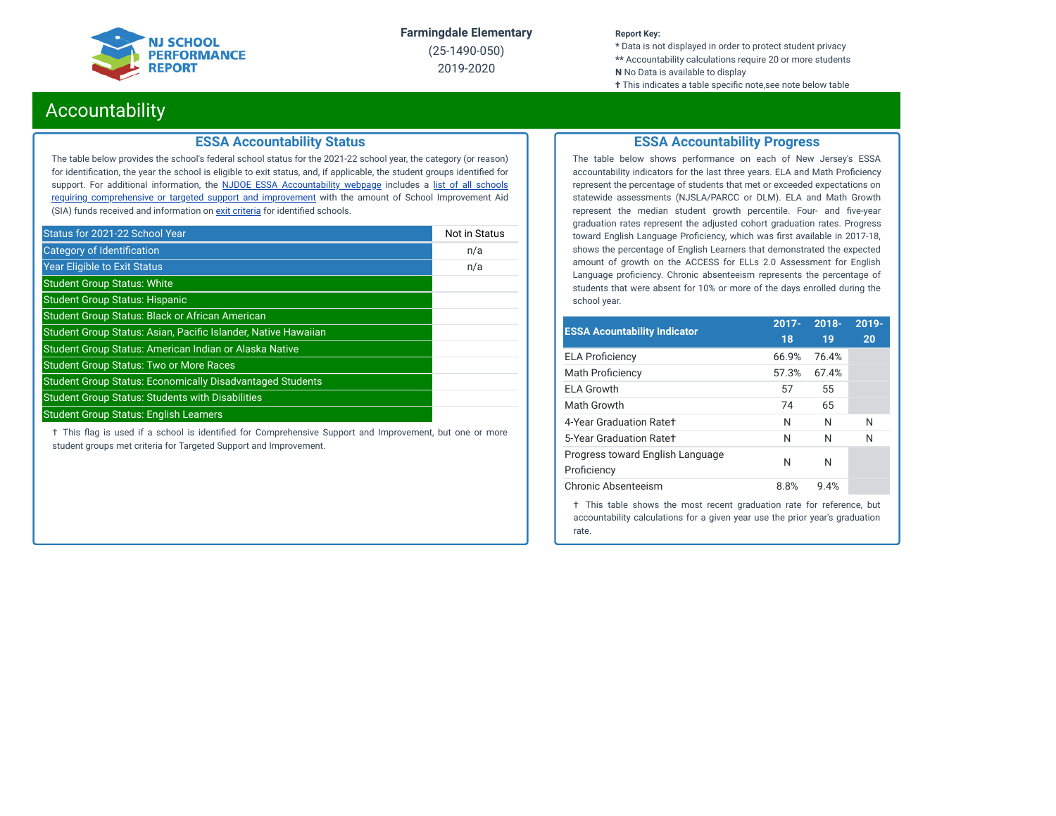NJ SCHOOL PERFORMANCE REPORT

**Farmingdale Elementary**
(25-1490-050)
2019-2020

**Report Key:**
\* Data is not displayed in order to protect student privacy
\*\* Accountability calculations require 20 or more students
**N** No Data is available to display
† This indicates a table specific note,see note below table

# Accountability

## ESSA Accountability Status

The table below provides the school's federal school status for the 2021-22 school year, the category (or reason) for identification, the year the school is eligible to exit status, and, if applicable, the student groups identified for support. For additional information, the NJDOE ESSA Accountability webpage includes a list of all schools requiring comprehensive or targeted support and improvement with the amount of School Improvement Aid (SIA) funds received and information on exit criteria for identified schools.

| Status for 2021-22 School Year | Not in Status |
|---|---|
| Category of Identification | n/a |
| Year Eligible to Exit Status | n/a |
| Student Group Status: White | |
| Student Group Status: Hispanic | |
| Student Group Status: Black or African American | |
| Student Group Status: Asian, Pacific Islander, Native Hawaiian | |
| Student Group Status: American Indian or Alaska Native | |
| Student Group Status: Two or More Races | |
| Student Group Status: Economically Disadvantaged Students | |
| Student Group Status: Students with Disabilities | |
| Student Group Status: English Learners | |

† This flag is used if a school is identified for Comprehensive Support and Improvement, but one or more student groups met criteria for Targeted Support and Improvement.

## ESSA Accountability Progress

The table below shows performance on each of New Jersey's ESSA accountability indicators for the last three years. ELA and Math Proficiency represent the percentage of students that met or exceeded expectations on statewide assessments (NJSLA/PARCC or DLM). ELA and Math Growth represent the median student growth percentile. Four- and five-year graduation rates represent the adjusted cohort graduation rates. Progress toward English Language Proficiency, which was first available in 2017-18, shows the percentage of English Learners that demonstrated the expected amount of growth on the ACCESS for ELLs 2.0 Assessment for English Language proficiency. Chronic absenteeism represents the percentage of students that were absent for 10% or more of the days enrolled during the school year.

| ESSA Accountability Indicator | 2017-18 | 2018-19 | 2019-20 |
|---|---|---|---|
| ELA Proficiency | 66.9% | 76.4% | |
| Math Proficiency | 57.3% | 67.4% | |
| ELA Growth | 57 | 55 | |
| Math Growth | 74 | 65 | |
| 4-Year Graduation Rate† | N | N | N |
| 5-Year Graduation Rate† | N | N | N |
| Progress toward English Language Proficiency | N | N | |
| Chronic Absenteeism | 8.8% | 9.4% | |

† This table shows the most recent graduation rate for reference, but accountability calculations for a given year use the prior year's graduation rate.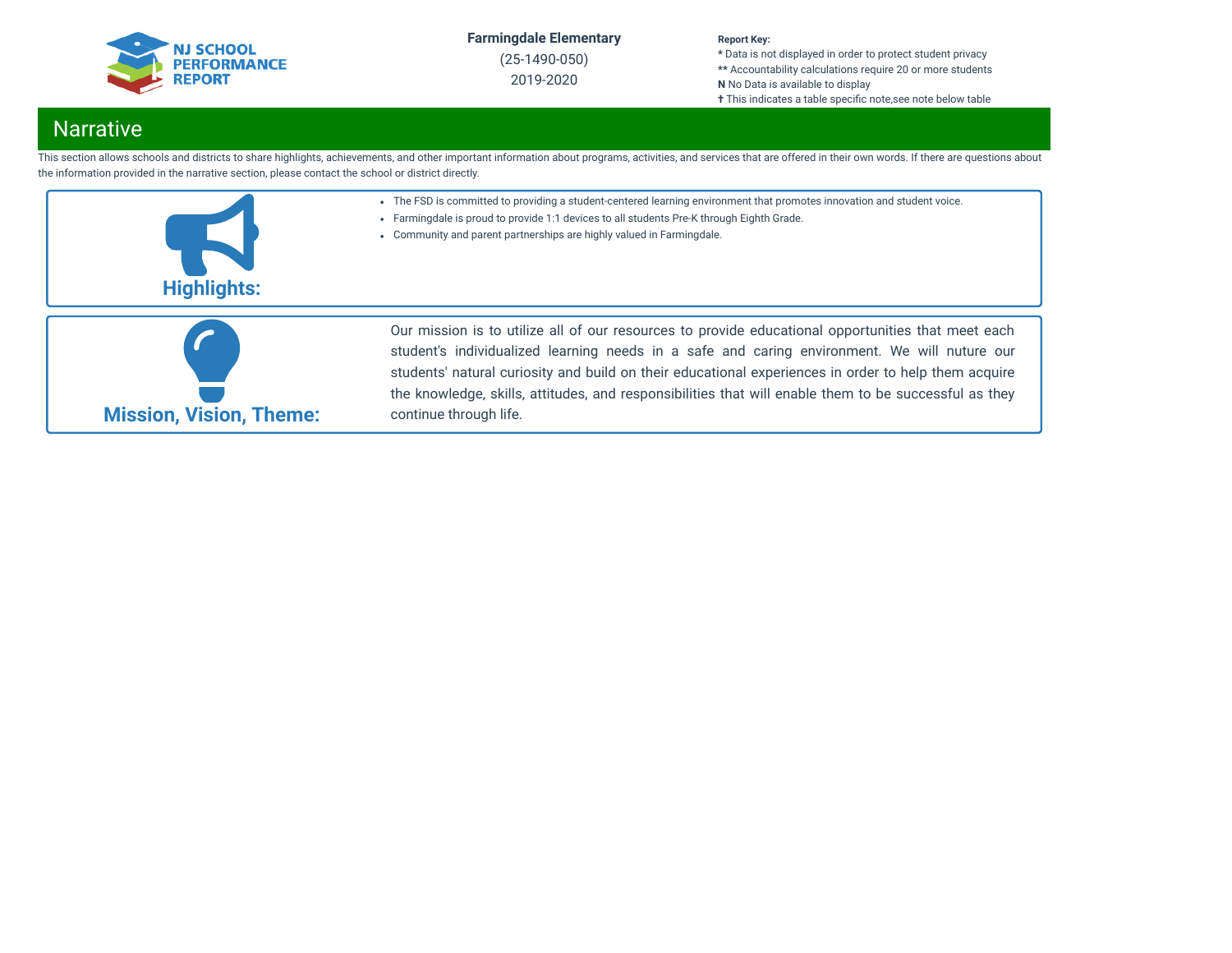Farmingdale Elementary
(25-1490-050)
2019-2020

**Report Key:**
**\*** Data is not displayed in order to protect student privacy
**\*\*** Accountability calculations require 20 or more students
**N** No Data is available to display
**†** This indicates a table specific note,see note below table

## Narrative

This section allows schools and districts to share highlights, achievements, and other important information about programs, activities, and services that are offered in their own words. If there are questions about the information provided in the narrative section, please contact the school or district directly.

### Highlights:

- The FSD is committed to providing a student-centered learning environment that promotes innovation and student voice.
- Farmingdale is proud to provide 1:1 devices to all students Pre-K through Eighth Grade.
- Community and parent partnerships are highly valued in Farmingdale.

### Mission, Vision, Theme:

Our mission is to utilize all of our resources to provide educational opportunities that meet each student's individualized learning needs in a safe and caring environment. We will nuture our students' natural curiosity and build on their educational experiences in order to help them acquire the knowledge, skills, attitudes, and responsibilities that will enable them to be successful as they continue through life.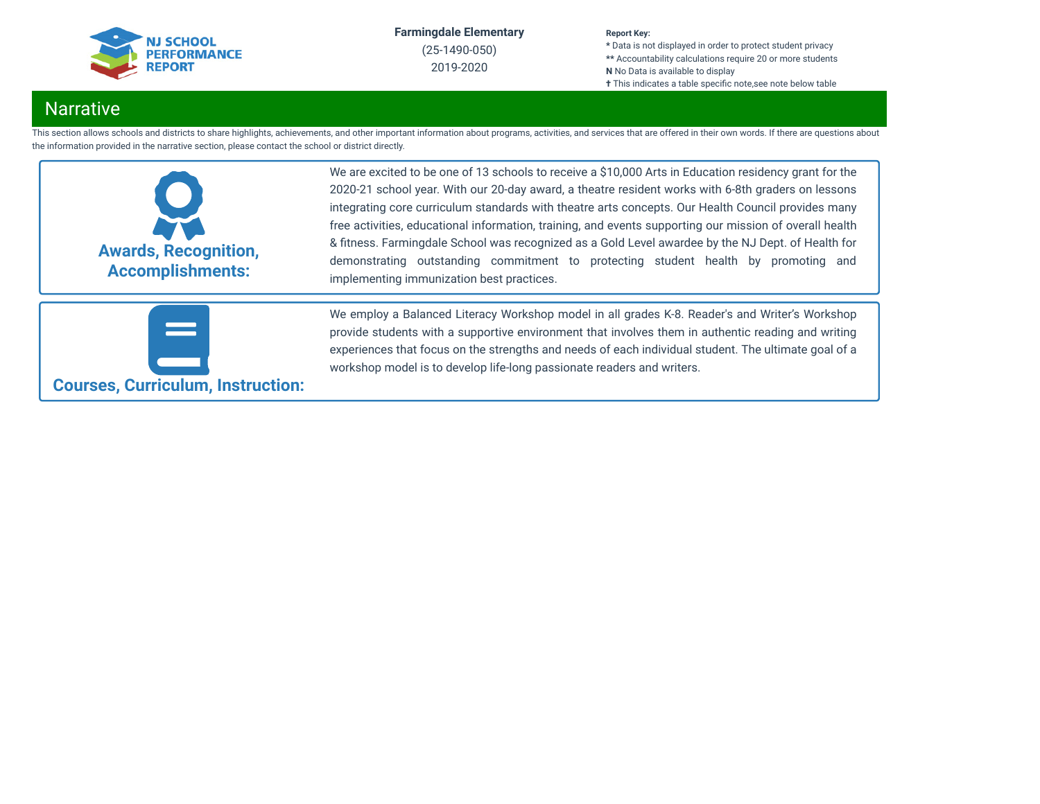Farmingdale Elementary
(25-1490-050)
2019-2020

**Report Key:**
* Data is not displayed in order to protect student privacy
** Accountability calculations require 20 or more students
**N** No Data is available to display
✝ This indicates a table specific note,see note below table

## Narrative

This section allows schools and districts to share highlights, achievements, and other important information about programs, activities, and services that are offered in their own words. If there are questions about the information provided in the narrative section, please contact the school or district directly.

### Awards, Recognition, Accomplishments:

We are excited to be one of 13 schools to receive a $10,000 Arts in Education residency grant for the 2020-21 school year. With our 20-day award, a theatre resident works with 6-8th graders on lessons integrating core curriculum standards with theatre arts concepts. Our Health Council provides many free activities, educational information, training, and events supporting our mission of overall health & fitness. Farmingdale School was recognized as a Gold Level awardee by the NJ Dept. of Health for demonstrating outstanding commitment to protecting student health by promoting and implementing immunization best practices.

### Courses, Curriculum, Instruction:

We employ a Balanced Literacy Workshop model in all grades K-8. Reader's and Writer's Workshop provide students with a supportive environment that involves them in authentic reading and writing experiences that focus on the strengths and needs of each individual student. The ultimate goal of a workshop model is to develop life-long passionate readers and writers.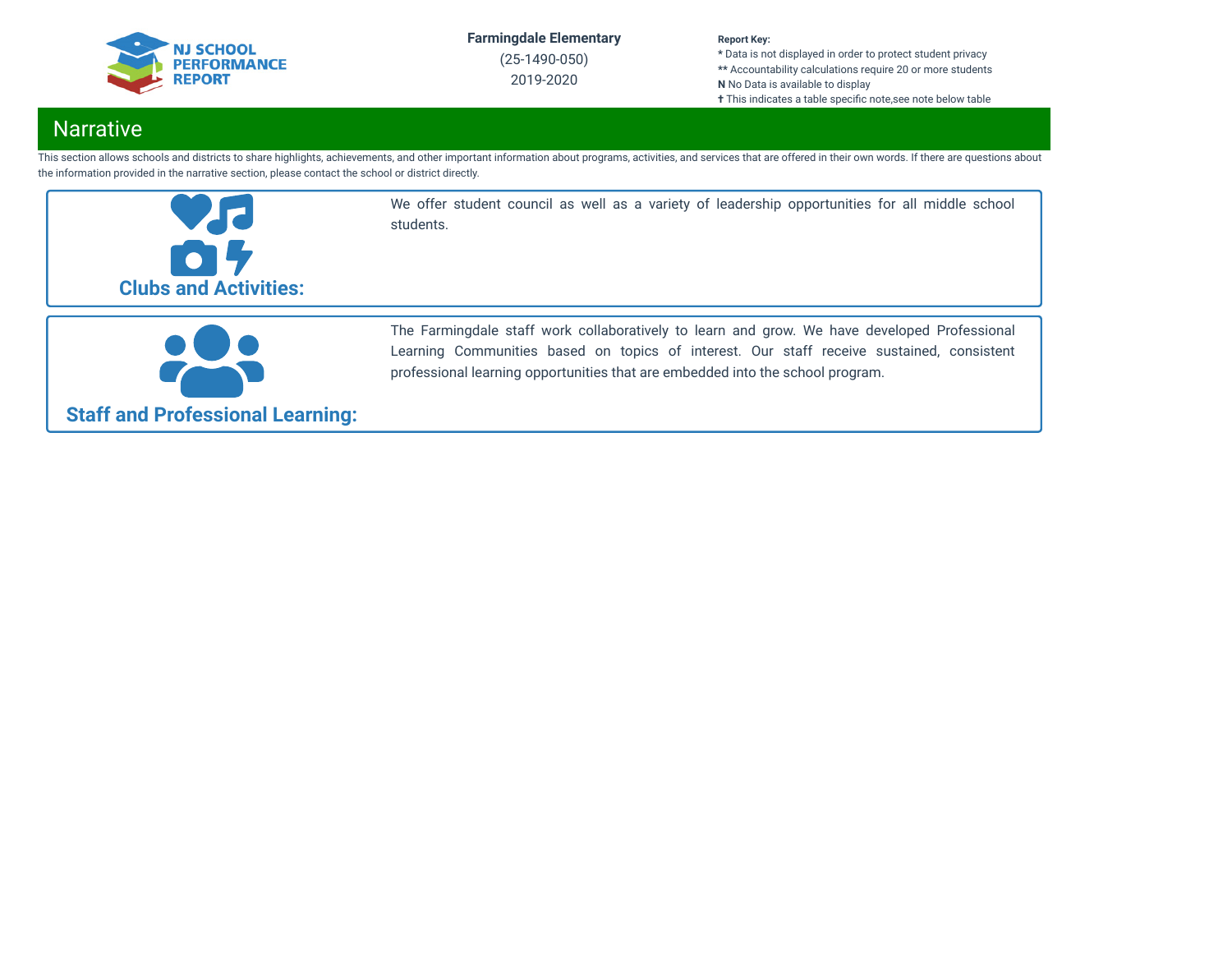## Narrative

This section allows schools and districts to share highlights, achievements, and other important information about programs, activities, and services that are offered in their own words. If there are questions about the information provided in the narrative section, please contact the school or district directly.

### Clubs and Activities:

We offer student council as well as a variety of leadership opportunities for all middle school students.

### Staff and Professional Learning:

The Farmingdale staff work collaboratively to learn and grow. We have developed Professional Learning Communities based on topics of interest. Our staff receive sustained, consistent professional learning opportunities that are embedded into the school program.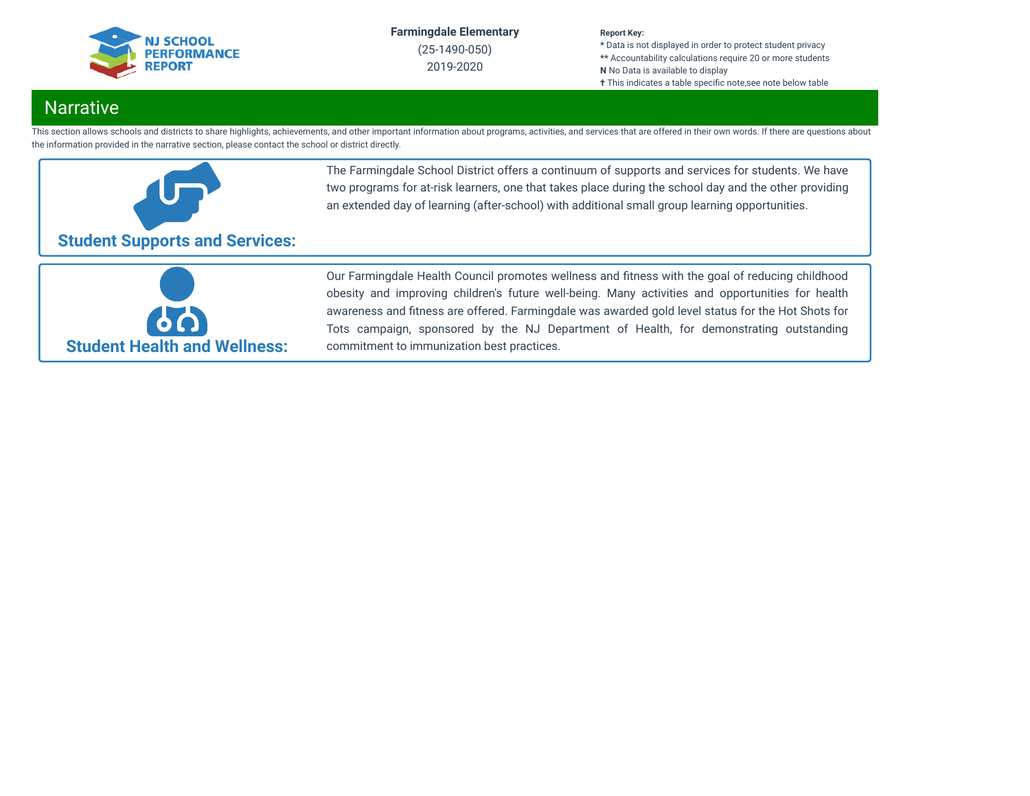NJ SCHOOL PERFORMANCE REPORT

**Farmingdale Elementary**
(25-1490-050)
2019-2020

**Report Key:**
* Data is not displayed in order to protect student privacy
** Accountability calculations require 20 or more students
**N** No Data is available to display
✝ This indicates a table specific note,see note below table

## Narrative

This section allows schools and districts to share highlights, achievements, and other important information about programs, activities, and services that are offered in their own words. If there are questions about the information provided in the narrative section, please contact the school or district directly.

### Student Supports and Services:

The Farmingdale School District offers a continuum of supports and services for students. We have two programs for at-risk learners, one that takes place during the school day and the other providing an extended day of learning (after-school) with additional small group learning opportunities.

### Student Health and Wellness:

Our Farmingdale Health Council promotes wellness and fitness with the goal of reducing childhood obesity and improving children's future well-being. Many activities and opportunities for health awareness and fitness are offered. Farmingdale was awarded gold level status for the Hot Shots for Tots campaign, sponsored by the NJ Department of Health, for demonstrating outstanding commitment to immunization best practices.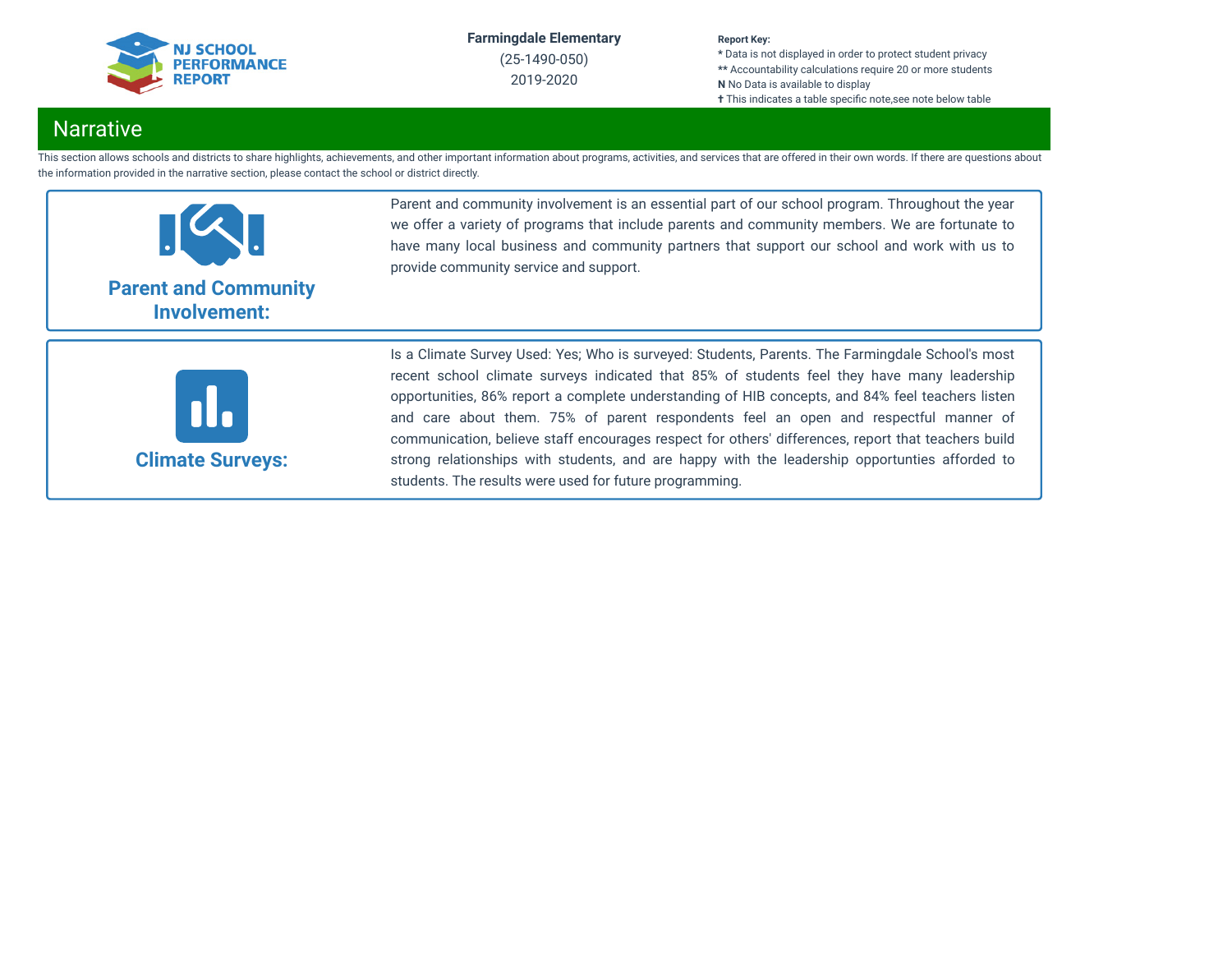Farmingdale Elementary
(25-1490-050)
2019-2020

**Report Key:**
**\*** Data is not displayed in order to protect student privacy
**\*\*** Accountability calculations require 20 or more students
**N** No Data is available to display
**†** This indicates a table specific note,see note below table

## Narrative

This section allows schools and districts to share highlights, achievements, and other important information about programs, activities, and services that are offered in their own words. If there are questions about the information provided in the narrative section, please contact the school or district directly.

### Parent and Community Involvement:

Parent and community involvement is an essential part of our school program. Throughout the year we offer a variety of programs that include parents and community members. We are fortunate to have many local business and community partners that support our school and work with us to provide community service and support.

### Climate Surveys:

Is a Climate Survey Used: Yes; Who is surveyed: Students, Parents. The Farmingdale School's most recent school climate surveys indicated that 85% of students feel they have many leadership opportunities, 86% report a complete understanding of HIB concepts, and 84% feel teachers listen and care about them. 75% of parent respondents feel an open and respectful manner of communication, believe staff encourages respect for others' differences, report that teachers build strong relationships with students, and are happy with the leadership opportunties afforded to students. The results were used for future programming.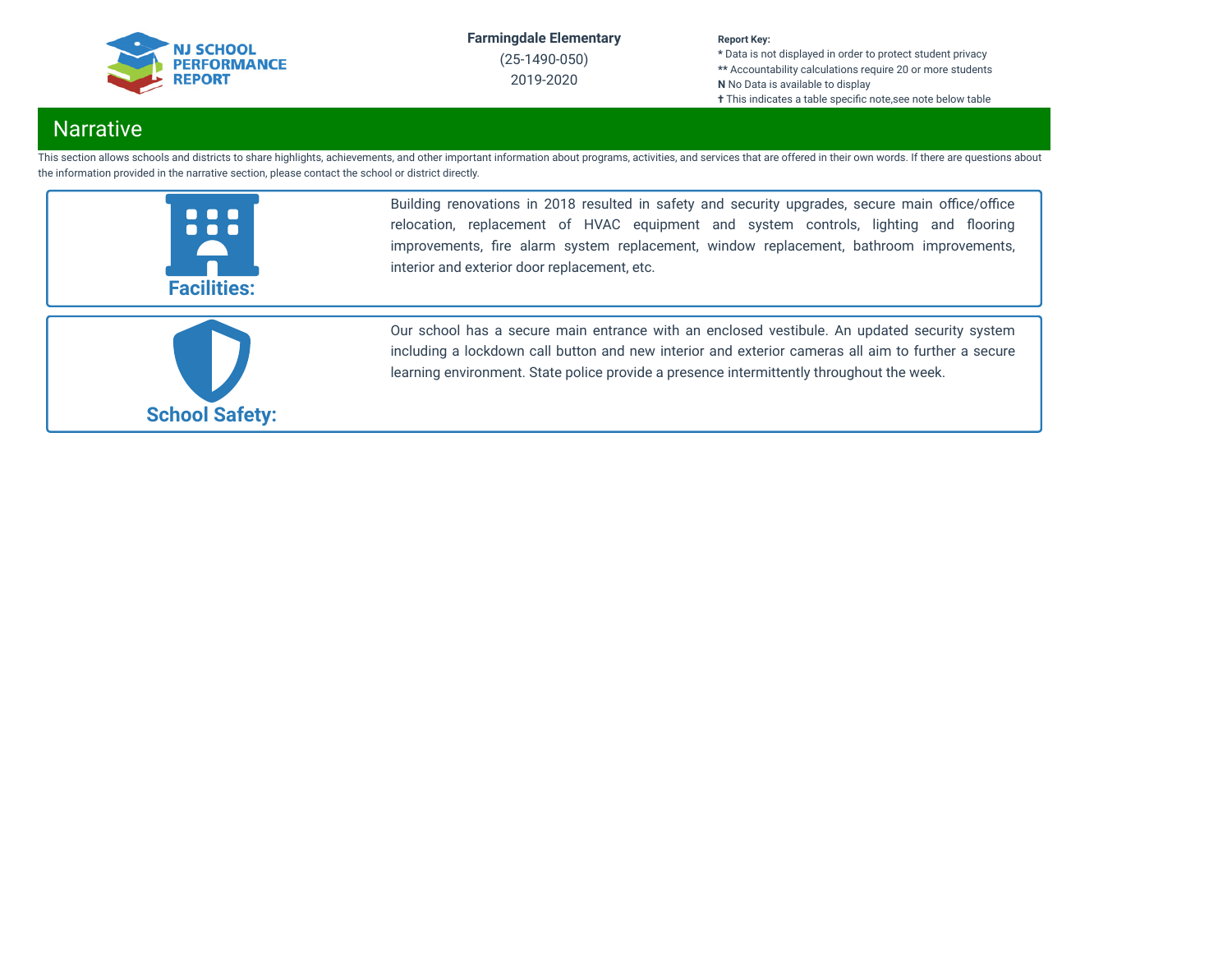**Farmingdale Elementary**

(25-1490-050)

2019-2020

**Report Key:**
* Data is not displayed in order to protect student privacy
** Accountability calculations require 20 or more students
**N** No Data is available to display
✝ This indicates a table specific note,see note below table

## Narrative

This section allows schools and districts to share highlights, achievements, and other important information about programs, activities, and services that are offered in their own words. If there are questions about the information provided in the narrative section, please contact the school or district directly.

### Facilities:

Building renovations in 2018 resulted in safety and security upgrades, secure main office/office relocation, replacement of HVAC equipment and system controls, lighting and flooring improvements, fire alarm system replacement, window replacement, bathroom improvements, interior and exterior door replacement, etc.

### School Safety:

Our school has a secure main entrance with an enclosed vestibule. An updated security system including a lockdown call button and new interior and exterior cameras all aim to further a secure learning environment. State police provide a presence intermittently throughout the week.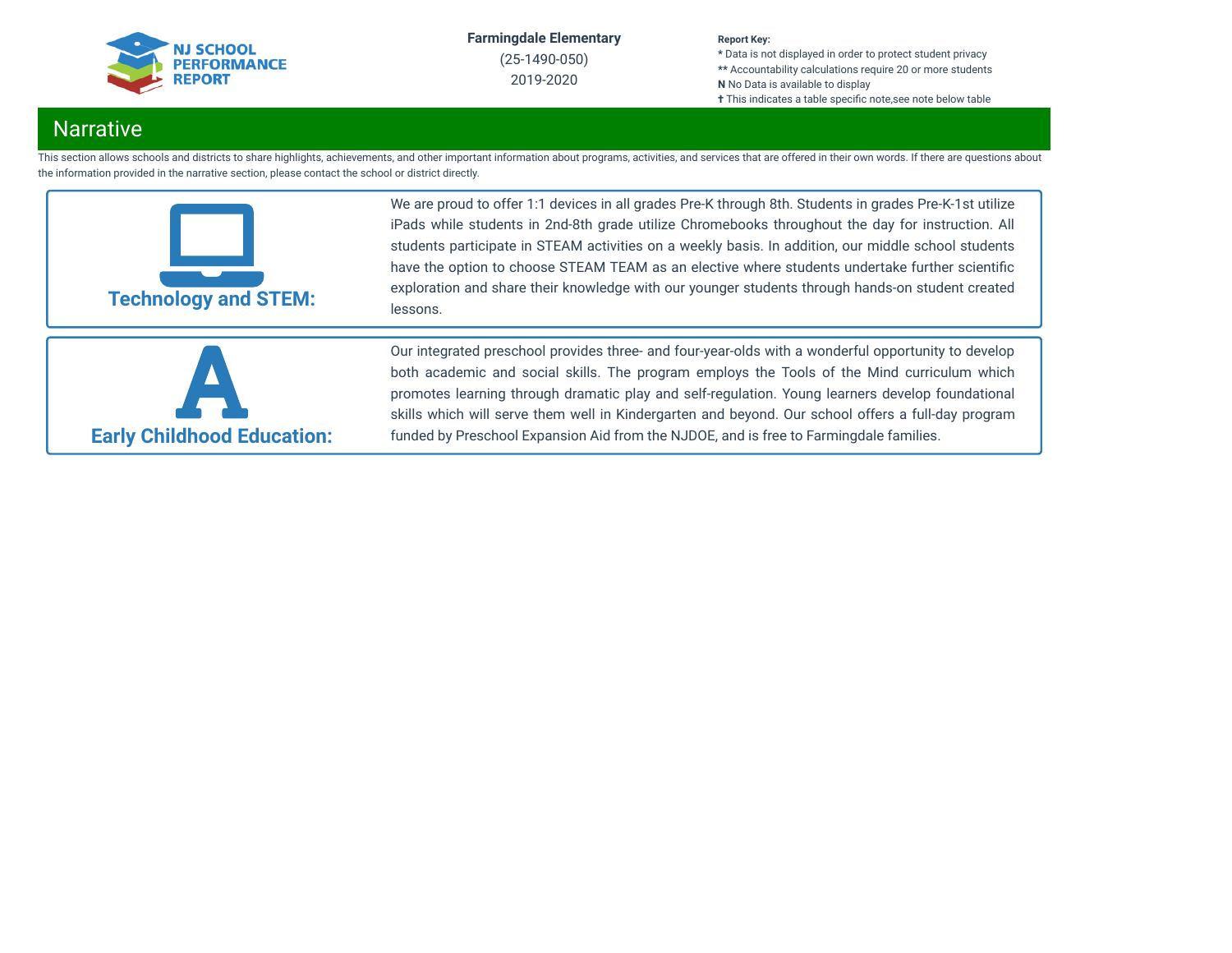Farmingdale Elementary
(25-1490-050)
2019-2020

**Report Key:**
**\*** Data is not displayed in order to protect student privacy
**\*\*** Accountability calculations require 20 or more students
**N** No Data is available to display
**†** This indicates a table specific note,see note below table

# Narrative

This section allows schools and districts to share highlights, achievements, and other important information about programs, activities, and services that are offered in their own words. If there are questions about the information provided in the narrative section, please contact the school or district directly.

## Technology and STEM:

We are proud to offer 1:1 devices in all grades Pre-K through 8th. Students in grades Pre-K-1st utilize iPads while students in 2nd-8th grade utilize Chromebooks throughout the day for instruction. All students participate in STEAM activities on a weekly basis. In addition, our middle school students have the option to choose STEAM TEAM as an elective where students undertake further scientific exploration and share their knowledge with our younger students through hands-on student created lessons.

## Early Childhood Education:

Our integrated preschool provides three- and four-year-olds with a wonderful opportunity to develop both academic and social skills. The program employs the Tools of the Mind curriculum which promotes learning through dramatic play and self-regulation. Young learners develop foundational skills which will serve them well in Kindergarten and beyond. Our school offers a full-day program funded by Preschool Expansion Aid from the NJDOE, and is free to Farmingdale families.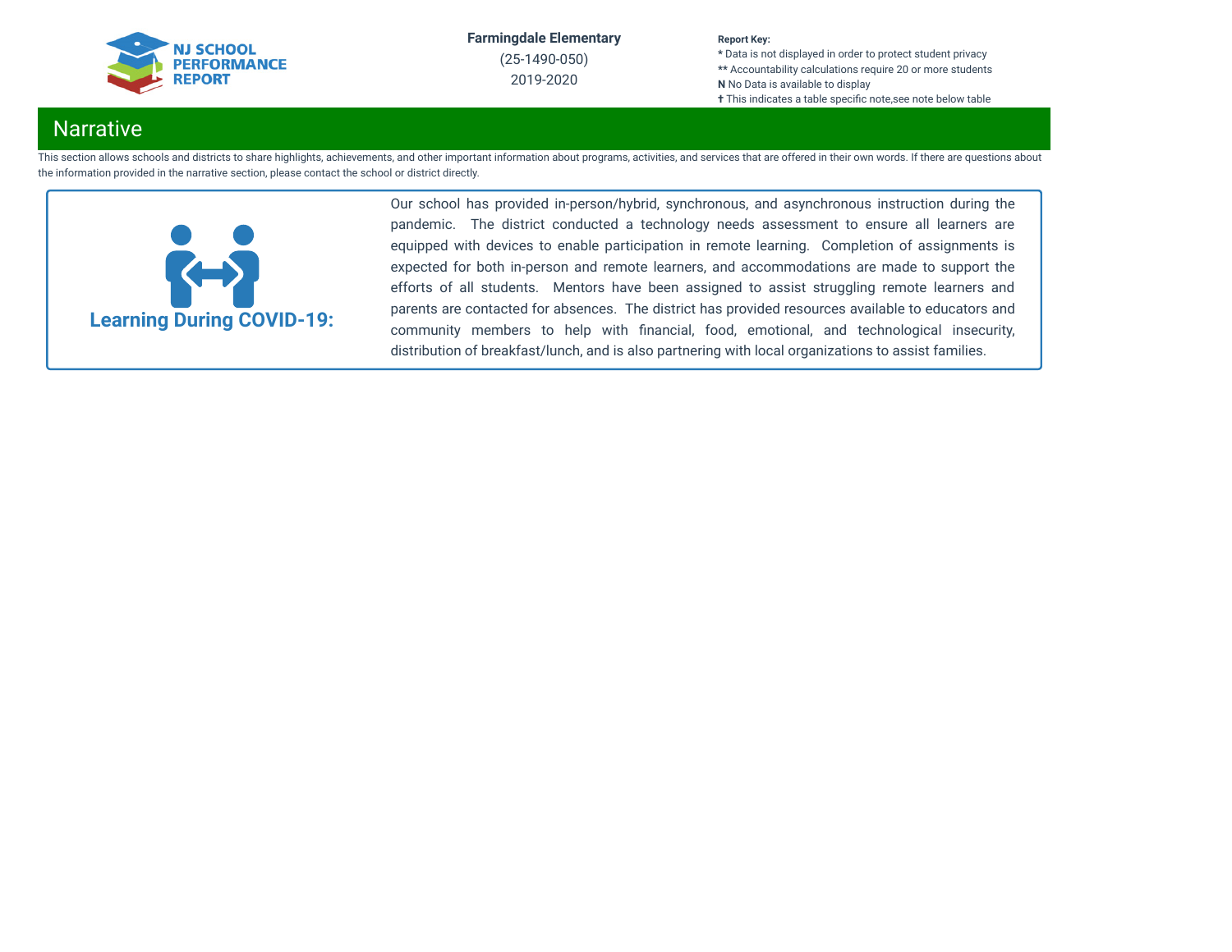Farmingdale Elementary
(25-1490-050)
2019-2020

**Report Key:**
**\*** Data is not displayed in order to protect student privacy
**\*\*** Accountability calculations require 20 or more students
**N** No Data is available to display
**†** This indicates a table specific note,see note below table

## Narrative

This section allows schools and districts to share highlights, achievements, and other important information about programs, activities, and services that are offered in their own words. If there are questions about the information provided in the narrative section, please contact the school or district directly.

### Learning During COVID-19:

Our school has provided in-person/hybrid, synchronous, and asynchronous instruction during the pandemic. The district conducted a technology needs assessment to ensure all learners are equipped with devices to enable participation in remote learning. Completion of assignments is expected for both in-person and remote learners, and accommodations are made to support the efforts of all students. Mentors have been assigned to assist struggling remote learners and parents are contacted for absences. The district has provided resources available to educators and community members to help with financial, food, emotional, and technological insecurity, distribution of breakfast/lunch, and is also partnering with local organizations to assist families.